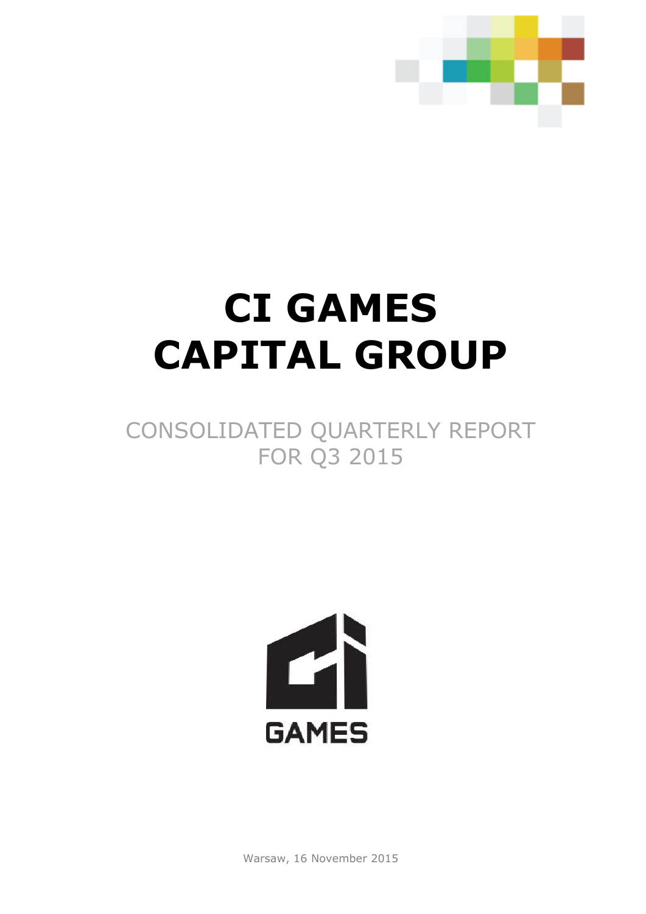# CI GAMES CAPITAL GROUP

CONSOLIDATED QUARTERLY REPORT FOR Q3 2015

GAMES

Warsaw, 16 November 2015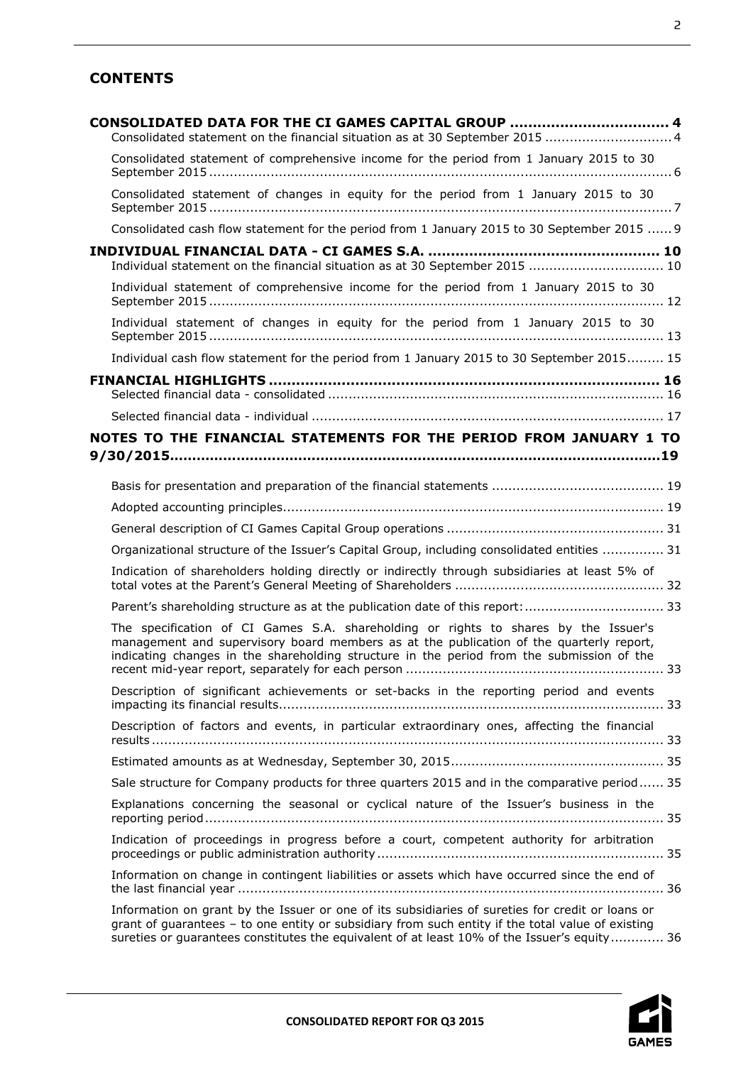## CONTENTS

**CONSOLIDATED DATA FOR THE CI GAMES CAPITAL GROUP .................................. 4**

Consolidated statement on the financial situation as at 30 September 2015 .............................. 4

Consolidated statement of comprehensive income for the period from 1 January 2015 to 30 September 2015 ................................................................................................................ 6

Consolidated statement of changes in equity for the period from 1 January 2015 to 30 September 2015 ................................................................................................................ 7

Consolidated cash flow statement for the period from 1 January 2015 to 30 September 2015 ...... 9

**INDIVIDUAL FINANCIAL DATA - CI GAMES S.A. .................................................. 10**

Individual statement on the financial situation as at 30 September 2015 ................................ 10

Individual statement of comprehensive income for the period from 1 January 2015 to 30 September 2015 .............................................................................................................. 12

Individual statement of changes in equity for the period from 1 January 2015 to 30 September 2015 .............................................................................................................. 13

Individual cash flow statement for the period from 1 January 2015 to 30 September 2015......... 15

**FINANCIAL HIGHLIGHTS ..................................................................................... 16**

Selected financial data - consolidated ................................................................................. 16

Selected financial data - individual ..................................................................................... 17

**NOTES TO THE FINANCIAL STATEMENTS FOR THE PERIOD FROM JANUARY 1 TO 9/30/2015.............................................................................................................19**

Basis for presentation and preparation of the financial statements ......................................... 19

Adopted accounting principles............................................................................................ 19

General description of CI Games Capital Group operations .................................................... 31

Organizational structure of the Issuer's Capital Group, including consolidated entities ............... 31

Indication of shareholders holding directly or indirectly through subsidiaries at least 5% of total votes at the Parent's General Meeting of Shareholders .................................................. 32

Parent's shareholding structure as at the publication date of this report: ................................. 33

The specification of CI Games S.A. shareholding or rights to shares by the Issuer's management and supervisory board members as at the publication of the quarterly report, indicating changes in the shareholding structure in the period from the submission of the recent mid-year report, separately for each person ............................................................... 33

Description of significant achievements or set-backs in the reporting period and events impacting its financial results............................................................................................. 33

Description of factors and events, in particular extraordinary ones, affecting the financial results ............................................................................................................................ 33

Estimated amounts as at Wednesday, September 30, 2015.................................................... 35

Sale structure for Company products for three quarters 2015 and in the comparative period...... 35

Explanations concerning the seasonal or cyclical nature of the Issuer's business in the reporting period ............................................................................................................... 35

Indication of proceedings in progress before a court, competent authority for arbitration proceedings or public administration authority ..................................................................... 35

Information on change in contingent liabilities or assets which have occurred since the end of the last financial year ....................................................................................................... 36

Information on grant by the Issuer or one of its subsidiaries of sureties for credit or loans or grant of guarantees – to one entity or subsidiary from such entity if the total value of existing sureties or guarantees constitutes the equivalent of at least 10% of the Issuer's equity............. 36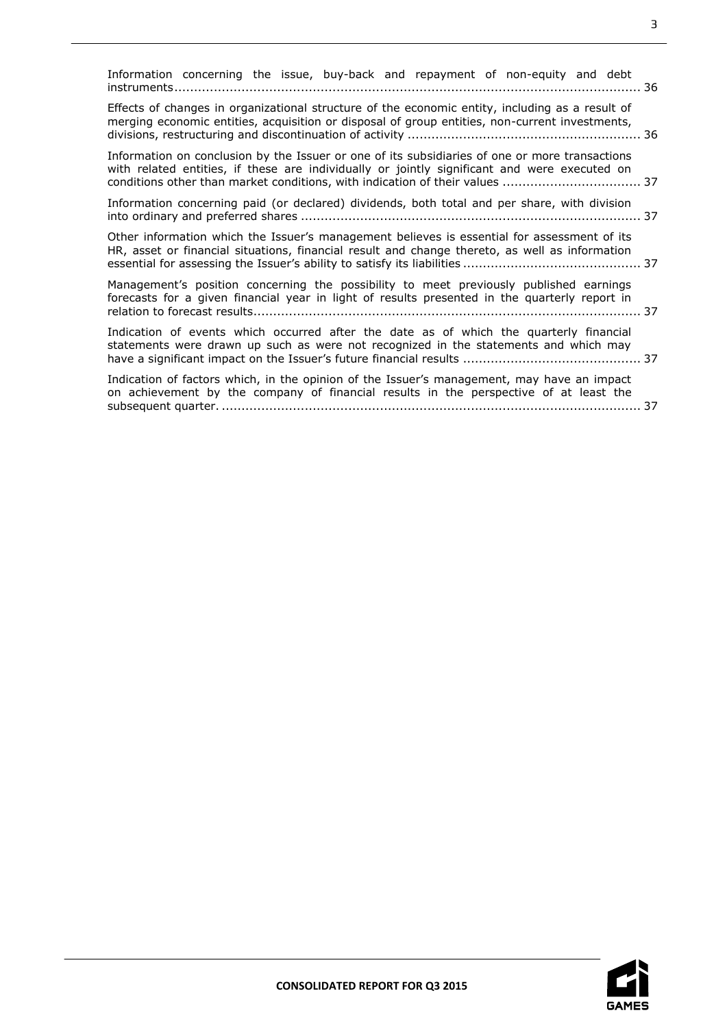Information concerning the issue, buy-back and repayment of non-equity and debt instruments....................................................................................................................... 36

Effects of changes in organizational structure of the economic entity, including as a result of merging economic entities, acquisition or disposal of group entities, non-current investments, divisions, restructuring and discontinuation of activity ............................................................ 36

Information on conclusion by the Issuer or one of its subsidiaries of one or more transactions with related entities, if these are individually or jointly significant and were executed on conditions other than market conditions, with indication of their values .................................. 37

Information concerning paid (or declared) dividends, both total and per share, with division into ordinary and preferred shares ...................................................................................... 37

Other information which the Issuer's management believes is essential for assessment of its HR, asset or financial situations, financial result and change thereto, as well as information essential for assessing the Issuer's ability to satisfy its liabilities ............................................ 37

Management's position concerning the possibility to meet previously published earnings forecasts for a given financial year in light of results presented in the quarterly report in relation to forecast results.................................................................................................. 37

Indication of events which occurred after the date as of which the quarterly financial statements were drawn up such as were not recognized in the statements and which may have a significant impact on the Issuer's future financial results ............................................ 37

Indication of factors which, in the opinion of the Issuer's management, may have an impact on achievement by the company of financial results in the perspective of at least the subsequent quarter. .......................................................................................................... 37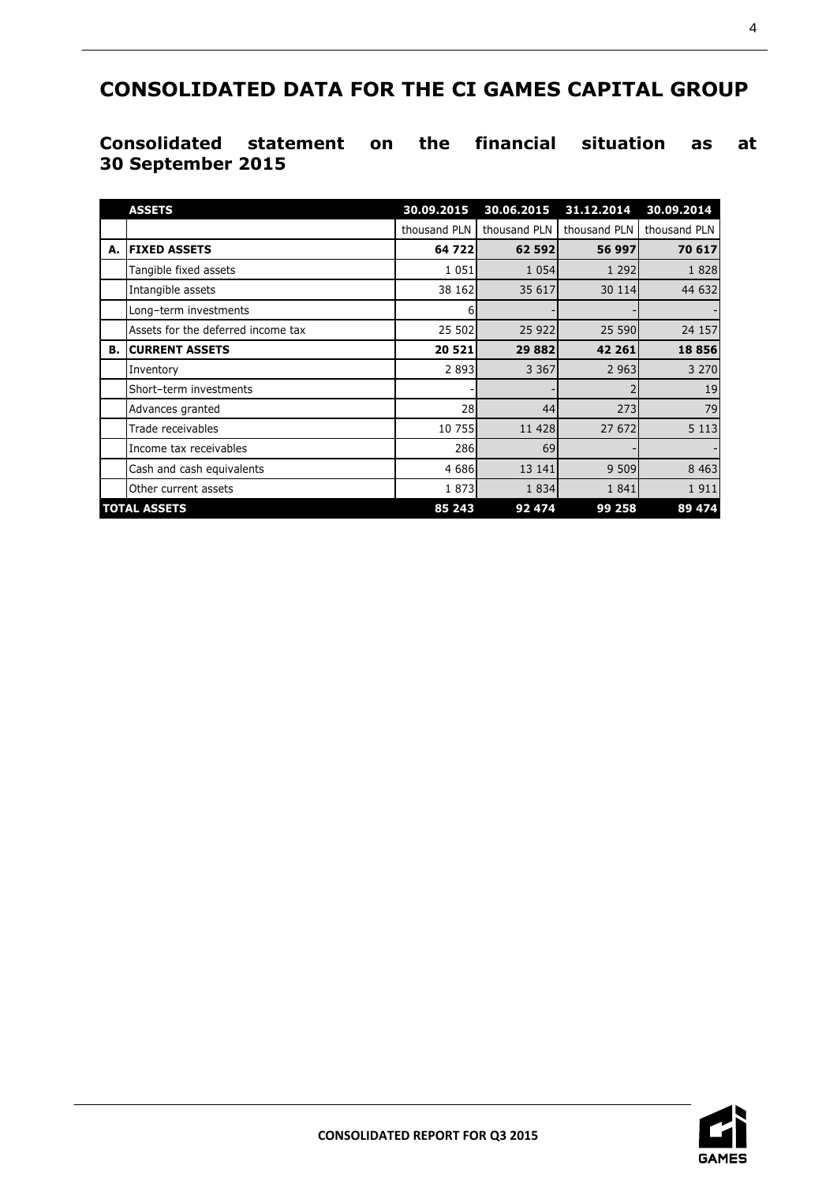# CONSOLIDATED DATA FOR THE CI GAMES CAPITAL GROUP

## Consolidated statement on the financial situation as at 30 September 2015

| | ASSETS | 30.09.2015 | 30.06.2015 | 31.12.2014 | 30.09.2014 |
|---|---|---|---|---|---|
| | | thousand PLN | thousand PLN | thousand PLN | thousand PLN |
| **A.** | **FIXED ASSETS** | **64 722** | **62 592** | **56 997** | **70 617** |
| | Tangible fixed assets | 1 051 | 1 054 | 1 292 | 1 828 |
| | Intangible assets | 38 162 | 35 617 | 30 114 | 44 632 |
| | Long–term investments | 6 | - | - | - |
| | Assets for the deferred income tax | 25 502 | 25 922 | 25 590 | 24 157 |
| **B.** | **CURRENT ASSETS** | **20 521** | **29 882** | **42 261** | **18 856** |
| | Inventory | 2 893 | 3 367 | 2 963 | 3 270 |
| | Short–term investments | - | - | 2 | 19 |
| | Advances granted | 28 | 44 | 273 | 79 |
| | Trade receivables | 10 755 | 11 428 | 27 672 | 5 113 |
| | Income tax receivables | 286 | 69 | - | - |
| | Cash and cash equivalents | 4 686 | 13 141 | 9 509 | 8 463 |
| | Other current assets | 1 873 | 1 834 | 1 841 | 1 911 |
| **TOTAL ASSETS** | | **85 243** | **92 474** | **99 258** | **89 474** |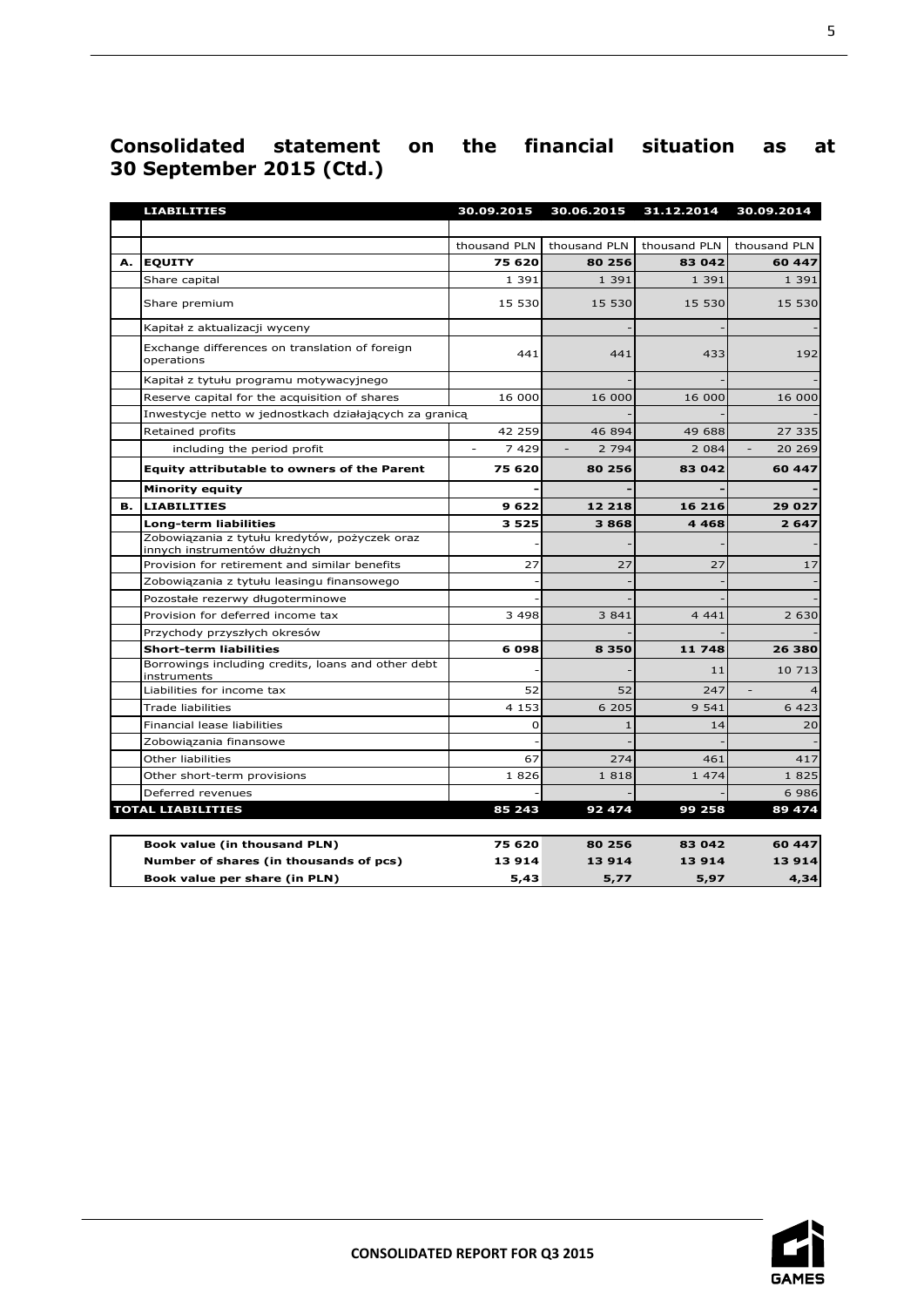# Consolidated statement on the financial situation as at 30 September 2015 (Ctd.)

| | LIABILITIES | 30.09.2015 | 30.06.2015 | 31.12.2014 | 30.09.2014 |
|---|---|---|---|---|---|
| | | thousand PLN | thousand PLN | thousand PLN | thousand PLN |
| A. | **EQUITY** | **75 620** | **80 256** | **83 042** | **60 447** |
| | Share capital | 1 391 | 1 391 | 1 391 | 1 391 |
| | Share premium | 15 530 | 15 530 | 15 530 | 15 530 |
| | Kapitał z aktualizacji wyceny | | - | - | - |
| | Exchange differences on translation of foreign operations | 441 | 441 | 433 | 192 |
| | Kapitał z tytułu programu motywacyjnego | | - | - | - |
| | Reserve capital for the acquisition of shares | 16 000 | 16 000 | 16 000 | 16 000 |
| | Inwestycje netto w jednostkach działających za granicą | | - | - | - |
| | Retained profits | 42 259 | 46 894 | 49 688 | 27 335 |
| | including the period profit | - 7 429 | - 2 794 | 2 084 | - 20 269 |
| | **Equity attributable to owners of the Parent** | **75 620** | **80 256** | **83 042** | **60 447** |
| | **Minority equity** | **-** | **-** | **-** | **-** |
| B. | **LIABILITIES** | **9 622** | **12 218** | **16 216** | **29 027** |
| | **Long-term liabilities** | **3 525** | **3 868** | **4 468** | **2 647** |
| | Zobowiązania z tytułu kredytów, pożyczek oraz innych instrumentów dłużnych | - | - | - | - |
| | Provision for retirement and similar benefits | 27 | 27 | 27 | 17 |
| | Zobowiązania z tytułu leasingu finansowego | - | - | - | - |
| | Pozostałe rezerwy długoterminowe | - | - | - | - |
| | Provision for deferred income tax | 3 498 | 3 841 | 4 441 | 2 630 |
| | Przychody przyszłych okresów | | - | - | - |
| | **Short-term liabilities** | **6 098** | **8 350** | **11 748** | **26 380** |
| | Borrowings including credits, loans and other debt instruments | - | - | 11 | 10 713 |
| | Liabilities for income tax | 52 | 52 | 247 | - 4 |
| | Trade liabilities | 4 153 | 6 205 | 9 541 | 6 423 |
| | Financial lease liabilities | 0 | 1 | 14 | 20 |
| | Zobowiązania finansowe | - | - | - | - |
| | Other liabilities | 67 | 274 | 461 | 417 |
| | Other short-term provisions | 1 826 | 1 818 | 1 474 | 1 825 |
| | Deferred revenues | - | - | - | 6 986 |
| | **TOTAL LIABILITIES** | **85 243** | **92 474** | **99 258** | **89 474** |

| | | | | |
|---|---|---|---|---|
| **Book value (in thousand PLN)** | **75 620** | **80 256** | **83 042** | **60 447** |
| **Number of shares (in thousands of pcs)** | **13 914** | **13 914** | **13 914** | **13 914** |
| **Book value per share (in PLN)** | **5,43** | **5,77** | **5,97** | **4,34** |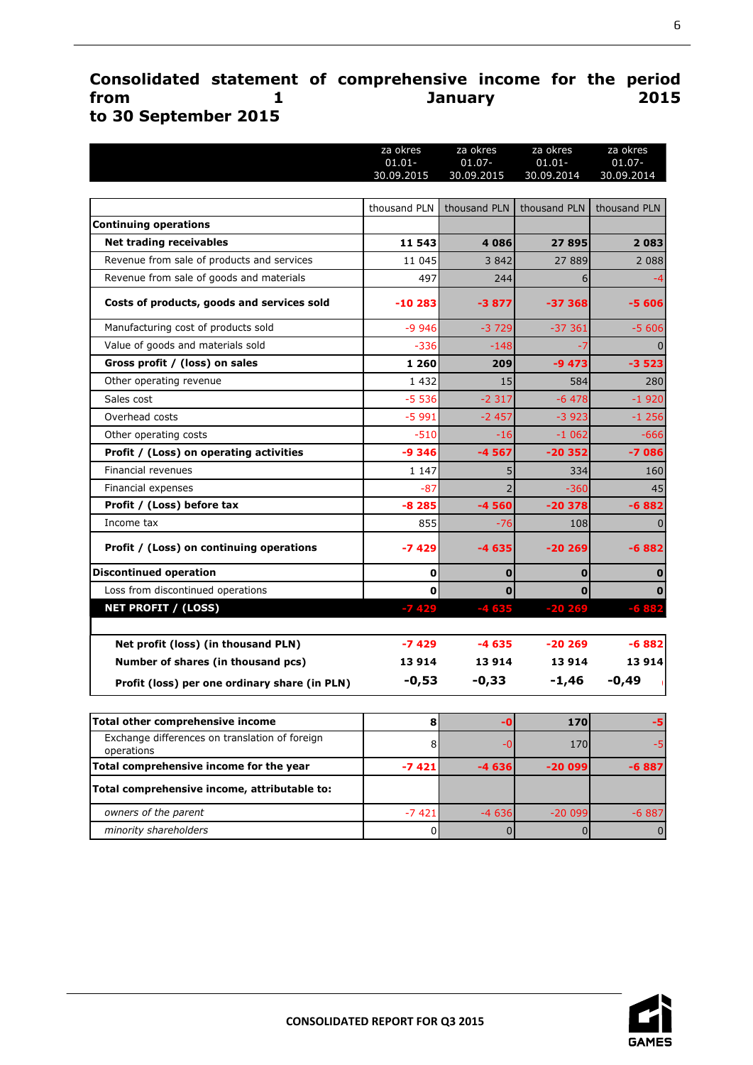## Consolidated statement of comprehensive income for the period from 1 January 2015 to 30 September 2015

| | za okres 01.01-30.09.2015 | za okres 01.07-30.09.2015 | za okres 01.01-30.09.2014 | za okres 01.07-30.09.2014 |
|---|---|---|---|---|
| | thousand PLN | thousand PLN | thousand PLN | thousand PLN |
| **Continuing operations** | | | | |
| **Net trading receivables** | **11 543** | **4 086** | **27 895** | **2 083** |
| Revenue from sale of products and services | 11 045 | 3 842 | 27 889 | 2 088 |
| Revenue from sale of goods and materials | 497 | 244 | 6 | -4 |
| **Costs of products, goods and services sold** | **-10 283** | **-3 877** | **-37 368** | **-5 606** |
| Manufacturing cost of products sold | -9 946 | -3 729 | -37 361 | -5 606 |
| Value of goods and materials sold | -336 | -148 | -7 | 0 |
| **Gross profit / (loss) on sales** | **1 260** | **209** | **-9 473** | **-3 523** |
| Other operating revenue | 1 432 | 15 | 584 | 280 |
| Sales cost | -5 536 | -2 317 | -6 478 | -1 920 |
| Overhead costs | -5 991 | -2 457 | -3 923 | -1 256 |
| Other operating costs | -510 | -16 | -1 062 | -666 |
| **Profit / (Loss) on operating activities** | **-9 346** | **-4 567** | **-20 352** | **-7 086** |
| Financial revenues | 1 147 | 5 | 334 | 160 |
| Financial expenses | -87 | 2 | -360 | 45 |
| **Profit / (Loss) before tax** | **-8 285** | **-4 560** | **-20 378** | **-6 882** |
| Income tax | 855 | -76 | 108 | 0 |
| **Profit / (Loss) on continuing operations** | **-7 429** | **-4 635** | **-20 269** | **-6 882** |
| **Discontinued operation** | **0** | **0** | **0** | **0** |
| Loss from discontinued operations | **0** | **0** | **0** | **0** |
| **NET PROFIT / (LOSS)** | **-7 429** | **-4 635** | **-20 269** | **-6 882** |
| **Net profit (loss) (in thousand PLN)** | **-7 429** | **-4 635** | **-20 269** | **-6 882** |
| **Number of shares (in thousand pcs)** | **13 914** | **13 914** | **13 914** | **13 914** |
| **Profit (loss) per one ordinary share (in PLN)** | **-0,53** | **-0,33** | **-1,46** | **-0,49** |

| | | | | |
|---|---|---|---|---|
| **Total other comprehensive income** | **8** | **-0** | **170** | **-5** |
| Exchange differences on translation of foreign operations | 8 | -0 | 170 | -5 |
| **Total comprehensive income for the year** | **-7 421** | **-4 636** | **-20 099** | **-6 887** |
| **Total comprehensive income, attributable to:** | | | | |
| *owners of the parent* | -7 421 | -4 636 | -20 099 | -6 887 |
| *minority shareholders* | 0 | 0 | 0 | 0 |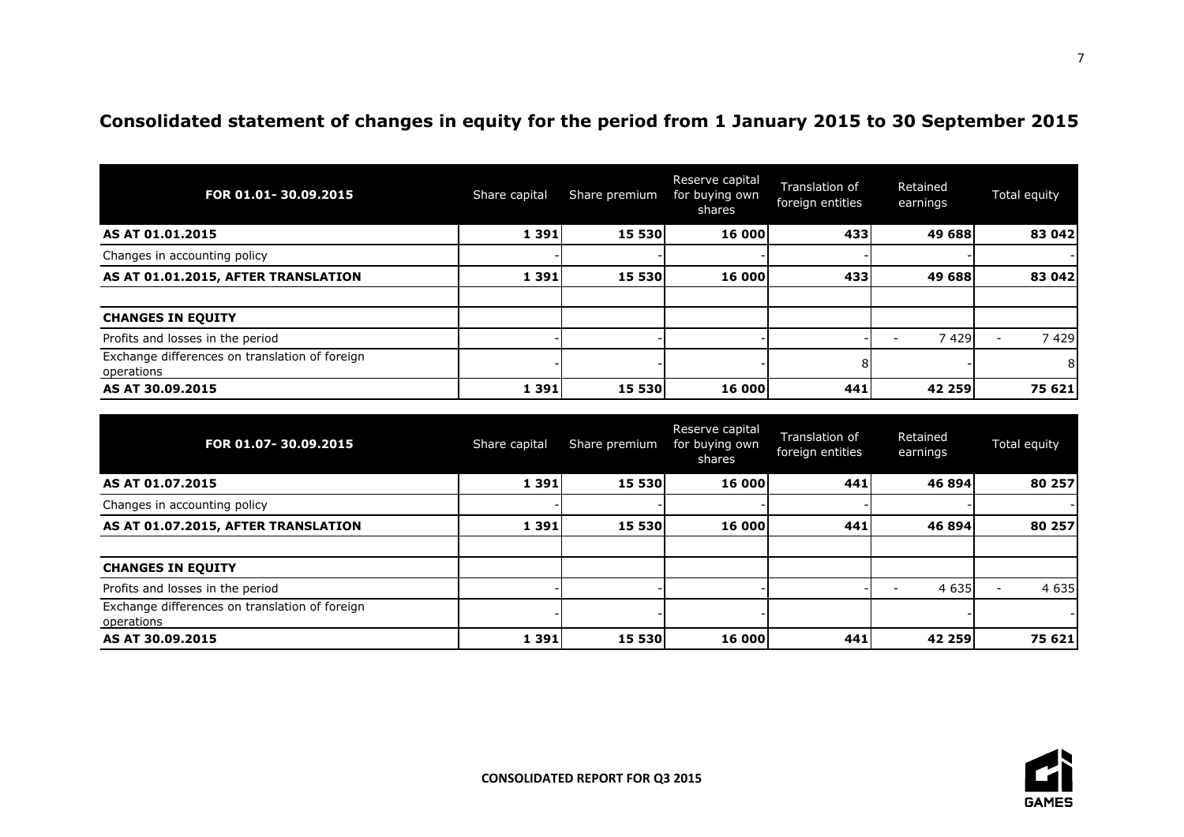# Consolidated statement of changes in equity for the period from 1 January 2015 to 30 September 2015

| FOR 01.01- 30.09.2015 | Share capital | Share premium | Reserve capital for buying own shares | Translation of foreign entities | Retained earnings | Total equity |
|---|---|---|---|---|---|---|
| **AS AT 01.01.2015** | **1 391** | **15 530** | **16 000** | **433** | **49 688** | **83 042** |
| Changes in accounting policy | - | - | - | - | - | - |
| **AS AT 01.01.2015, AFTER TRANSLATION** | **1 391** | **15 530** | **16 000** | **433** | **49 688** | **83 042** |
| | | | | | | |
| **CHANGES IN EQUITY** | | | | | | |
| Profits and losses in the period | - | - | - | - | - 7 429 | - 7 429 |
| Exchange differences on translation of foreign operations | - | - | - | 8 | - | 8 |
| **AS AT 30.09.2015** | **1 391** | **15 530** | **16 000** | **441** | **42 259** | **75 621** |

| FOR 01.07- 30.09.2015 | Share capital | Share premium | Reserve capital for buying own shares | Translation of foreign entities | Retained earnings | Total equity |
|---|---|---|---|---|---|---|
| **AS AT 01.07.2015** | **1 391** | **15 530** | **16 000** | **441** | **46 894** | **80 257** |
| Changes in accounting policy | - | - | - | - | - | - |
| **AS AT 01.07.2015, AFTER TRANSLATION** | **1 391** | **15 530** | **16 000** | **441** | **46 894** | **80 257** |
| | | | | | | |
| **CHANGES IN EQUITY** | | | | | | |
| Profits and losses in the period | - | - | - | - | - 4 635 | - 4 635 |
| Exchange differences on translation of foreign operations | - | - | - | | - | - |
| **AS AT 30.09.2015** | **1 391** | **15 530** | **16 000** | **441** | **42 259** | **75 621** |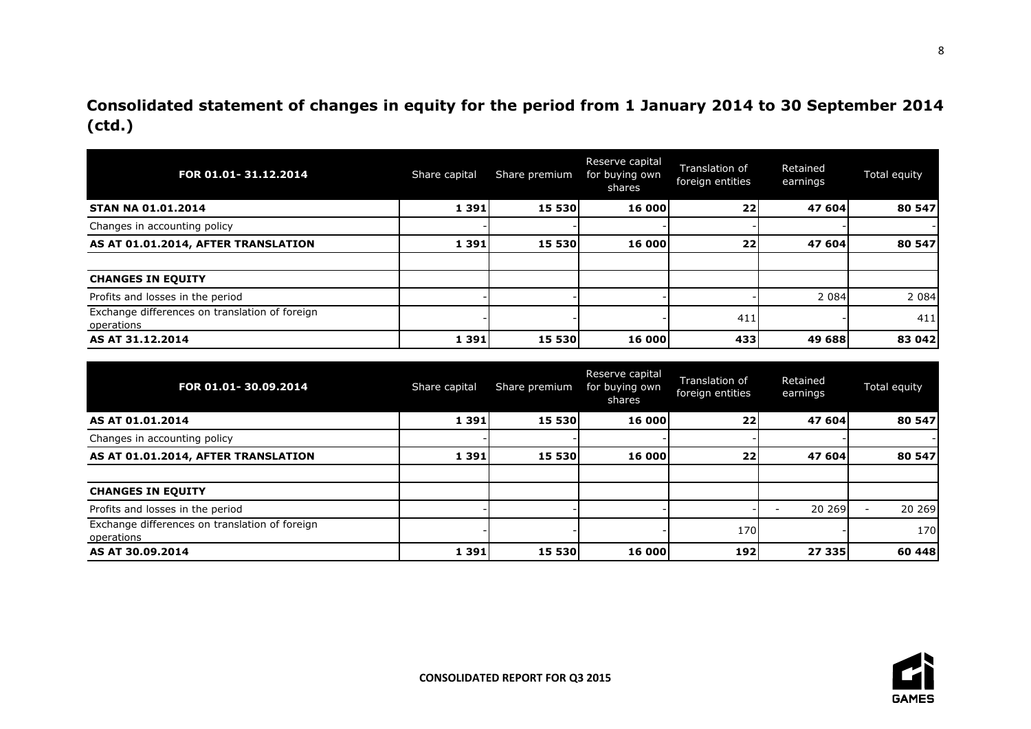## Consolidated statement of changes in equity for the period from 1 January 2014 to 30 September 2014 (ctd.)

| FOR 01.01- 31.12.2014 | Share capital | Share premium | Reserve capital for buying own shares | Translation of foreign entities | Retained earnings | Total equity |
|---|---|---|---|---|---|---|
| **STAN NA 01.01.2014** | **1 391** | **15 530** | **16 000** | **22** | **47 604** | **80 547** |
| Changes in accounting policy | - | - | - | - | - | - |
| **AS AT 01.01.2014, AFTER TRANSLATION** | **1 391** | **15 530** | **16 000** | **22** | **47 604** | **80 547** |
| | | | | | | |
| **CHANGES IN EQUITY** | | | | | | |
| Profits and losses in the period | - | - | - | - | 2 084 | 2 084 |
| Exchange differences on translation of foreign operations | - | - | - | 411 | - | 411 |
| **AS AT 31.12.2014** | **1 391** | **15 530** | **16 000** | **433** | **49 688** | **83 042** |

| FOR 01.01- 30.09.2014 | Share capital | Share premium | Reserve capital for buying own shares | Translation of foreign entities | Retained earnings | Total equity |
|---|---|---|---|---|---|---|
| **AS AT 01.01.2014** | **1 391** | **15 530** | **16 000** | **22** | **47 604** | **80 547** |
| Changes in accounting policy | - | - | - | - | - | - |
| **AS AT 01.01.2014, AFTER TRANSLATION** | **1 391** | **15 530** | **16 000** | **22** | **47 604** | **80 547** |
| | | | | | | |
| **CHANGES IN EQUITY** | | | | | | |
| Profits and losses in the period | - | - | - | - | - 20 269 | - 20 269 |
| Exchange differences on translation of foreign operations | - | - | - | 170 | - | 170 |
| **AS AT 30.09.2014** | **1 391** | **15 530** | **16 000** | **192** | **27 335** | **60 448** |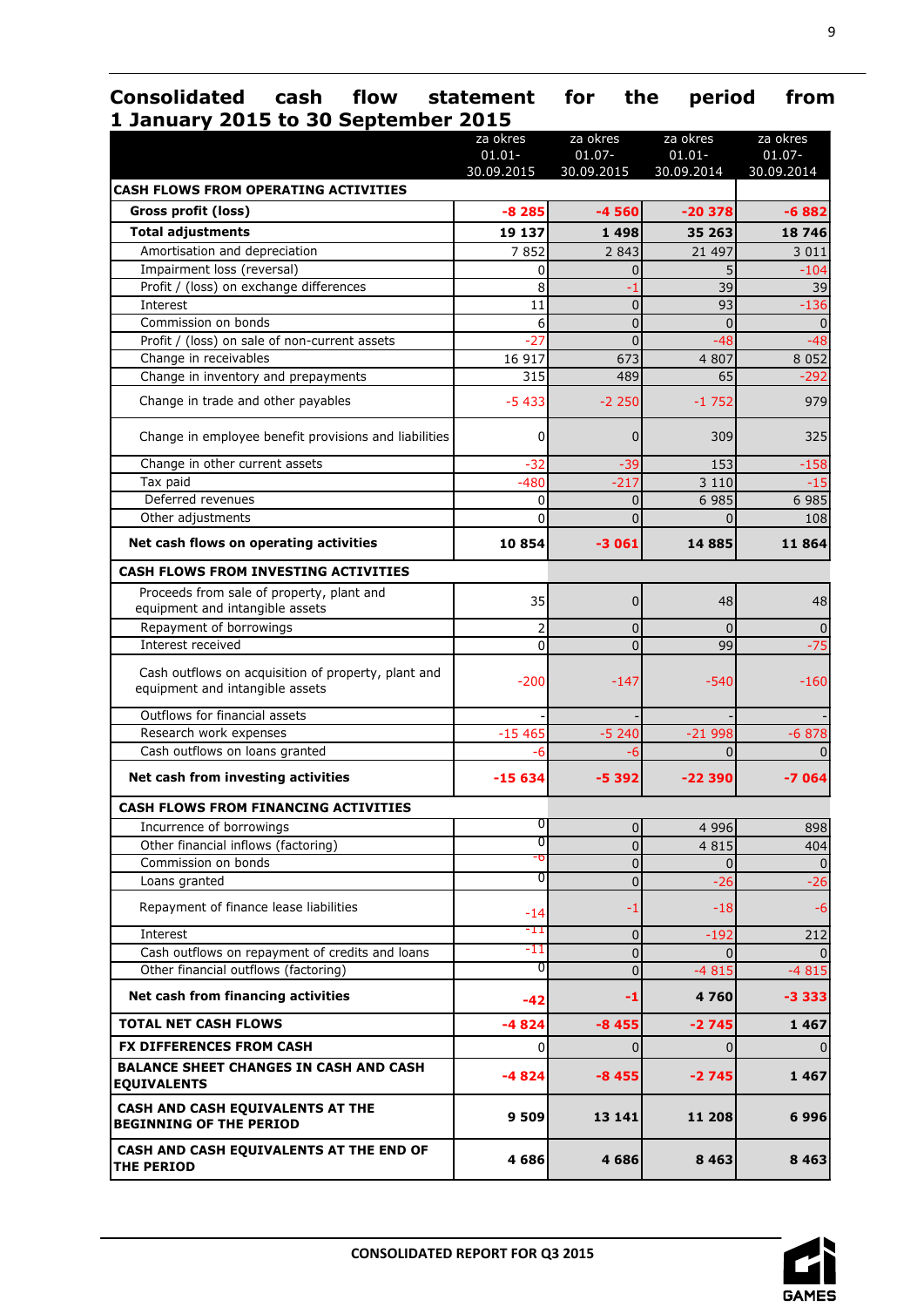## Consolidated cash flow statement for the period from 1 January 2015 to 30 September 2015

| | za okres 01.01-30.09.2015 | za okres 01.07-30.09.2015 | za okres 01.01-30.09.2014 | za okres 01.07-30.09.2014 |
|---|---|---|---|---|
| **CASH FLOWS FROM OPERATING ACTIVITIES** | | | | |
| **Gross profit (loss)** | **-8 285** | **-4 560** | **-20 378** | **-6 882** |
| **Total adjustments** | **19 137** | **1 498** | **35 263** | **18 746** |
| Amortisation and depreciation | 7 852 | 2 843 | 21 497 | 3 011 |
| Impairment loss (reversal) | 0 | 0 | 5 | -104 |
| Profit / (loss) on exchange differences | 8 | -1 | 39 | 39 |
| Interest | 11 | 0 | 93 | -136 |
| Commission on bonds | 6 | 0 | 0 | 0 |
| Profit / (loss) on sale of non-current assets | -27 | 0 | -48 | -48 |
| Change in receivables | 16 917 | 673 | 4 807 | 8 052 |
| Change in inventory and prepayments | 315 | 489 | 65 | -292 |
| Change in trade and other payables | -5 433 | -2 250 | -1 752 | 979 |
| Change in employee benefit provisions and liabilities | 0 | 0 | 309 | 325 |
| Change in other current assets | -32 | -39 | 153 | -158 |
| Tax paid | -480 | -217 | 3 110 | -15 |
| Deferred revenues | 0 | 0 | 6 985 | 6 985 |
| Other adjustments | 0 | 0 | 0 | 108 |
| **Net cash flows on operating activities** | **10 854** | **-3 061** | **14 885** | **11 864** |
| **CASH FLOWS FROM INVESTING ACTIVITIES** | | | | |
| Proceeds from sale of property, plant and equipment and intangible assets | 35 | 0 | 48 | 48 |
| Repayment of borrowings | 2 | 0 | 0 | 0 |
| Interest received | 0 | 0 | 99 | -75 |
| Cash outflows on acquisition of property, plant and equipment and intangible assets | -200 | -147 | -540 | -160 |
| Outflows for financial assets | - | - | - | - |
| Research work expenses | -15 465 | -5 240 | -21 998 | -6 878 |
| Cash outflows on loans granted | -6 | -6 | 0 | 0 |
| **Net cash from investing activities** | **-15 634** | **-5 392** | **-22 390** | **-7 064** |
| **CASH FLOWS FROM FINANCING ACTIVITIES** | | | | |
| Incurrence of borrowings | 0 | 0 | 4 996 | 898 |
| Other financial inflows (factoring) | 0 | 0 | 4 815 | 404 |
| Commission on bonds | -6 | 0 | 0 | 0 |
| Loans granted | 0 | 0 | -26 | -26 |
| Repayment of finance lease liabilities | -14 | -1 | -18 | -6 |
| Interest | -11 | 0 | -192 | 212 |
| Cash outflows on repayment of credits and loans | -11 | 0 | 0 | 0 |
| Other financial outflows (factoring) | 0 | 0 | -4 815 | -4 815 |
| **Net cash from financing activities** | **-42** | **-1** | **4 760** | **-3 333** |
| **TOTAL NET CASH FLOWS** | **-4 824** | **-8 455** | **-2 745** | **1 467** |
| **FX DIFFERENCES FROM CASH** | 0 | 0 | 0 | 0 |
| **BALANCE SHEET CHANGES IN CASH AND CASH EQUIVALENTS** | **-4 824** | **-8 455** | **-2 745** | **1 467** |
| **CASH AND CASH EQUIVALENTS AT THE BEGINNING OF THE PERIOD** | **9 509** | **13 141** | **11 208** | **6 996** |
| **CASH AND CASH EQUIVALENTS AT THE END OF THE PERIOD** | **4 686** | **4 686** | **8 463** | **8 463** |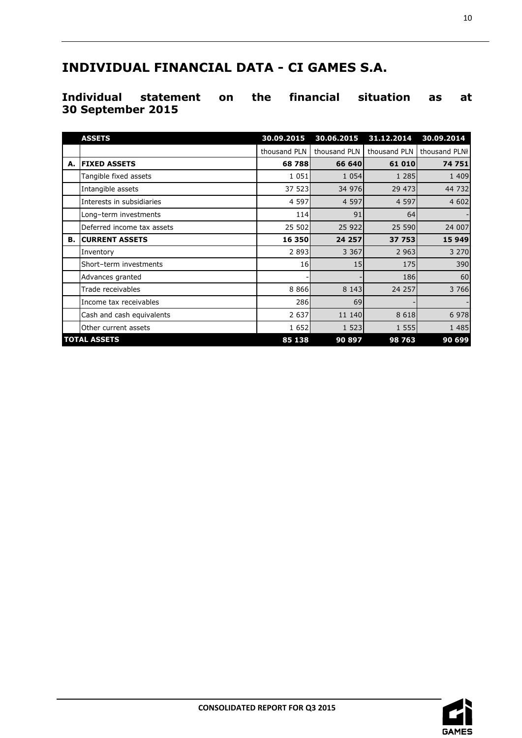# INDIVIDUAL FINANCIAL DATA - CI GAMES S.A.

## Individual statement on the financial situation as at 30 September 2015

| | ASSETS | 30.09.2015 | 30.06.2015 | 31.12.2014 | 30.09.2014 |
|---|---|---|---|---|---|
| | | thousand PLN | thousand PLN | thousand PLN | thousand PLN |
| **A.** | **FIXED ASSETS** | **68 788** | **66 640** | **61 010** | **74 751** |
| | Tangible fixed assets | 1 051 | 1 054 | 1 285 | 1 409 |
| | Intangible assets | 37 523 | 34 976 | 29 473 | 44 732 |
| | Interests in subsidiaries | 4 597 | 4 597 | 4 597 | 4 602 |
| | Long–term investments | 114 | 91 | 64 | - |
| | Deferred income tax assets | 25 502 | 25 922 | 25 590 | 24 007 |
| **B.** | **CURRENT ASSETS** | **16 350** | **24 257** | **37 753** | **15 949** |
| | Inventory | 2 893 | 3 367 | 2 963 | 3 270 |
| | Short–term investments | 16 | 15 | 175 | 390 |
| | Advances granted | - | - | 186 | 60 |
| | Trade receivables | 8 866 | 8 143 | 24 257 | 3 766 |
| | Income tax receivables | 286 | 69 | - | - |
| | Cash and cash equivalents | 2 637 | 11 140 | 8 618 | 6 978 |
| | Other current assets | 1 652 | 1 523 | 1 555 | 1 485 |
| **TOTAL ASSETS** | | **85 138** | **90 897** | **98 763** | **90 699** |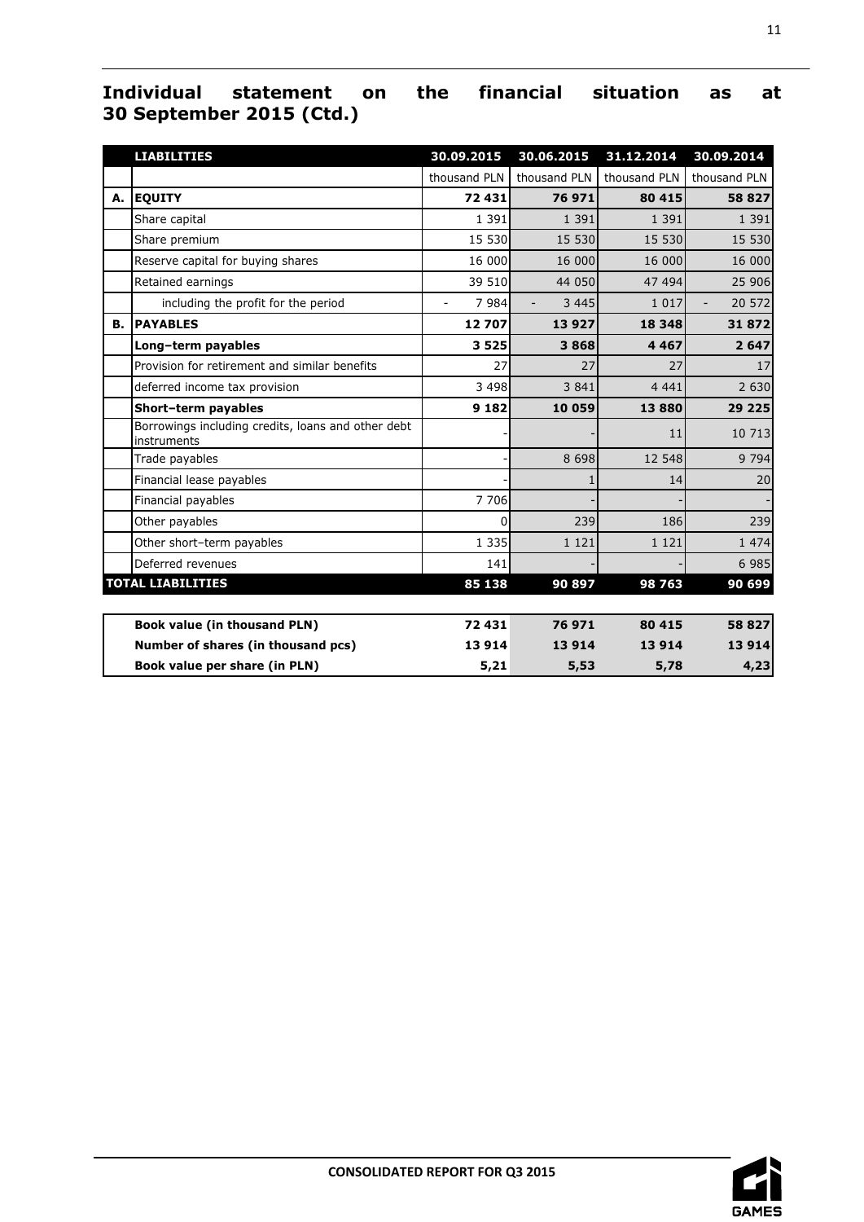## Individual statement on the financial situation as at 30 September 2015 (Ctd.)

| | LIABILITIES | 30.09.2015 | 30.06.2015 | 31.12.2014 | 30.09.2014 |
|---|---|---|---|---|---|
| | | thousand PLN | thousand PLN | thousand PLN | thousand PLN |
| **A.** | **EQUITY** | **72 431** | **76 971** | **80 415** | **58 827** |
| | Share capital | 1 391 | 1 391 | 1 391 | 1 391 |
| | Share premium | 15 530 | 15 530 | 15 530 | 15 530 |
| | Reserve capital for buying shares | 16 000 | 16 000 | 16 000 | 16 000 |
| | Retained earnings | 39 510 | 44 050 | 47 494 | 25 906 |
| | including the profit for the period | - 7 984 | - 3 445 | 1 017 | - 20 572 |
| **B.** | **PAYABLES** | **12 707** | **13 927** | **18 348** | **31 872** |
| | **Long–term payables** | **3 525** | **3 868** | **4 467** | **2 647** |
| | Provision for retirement and similar benefits | 27 | 27 | 27 | 17 |
| | deferred income tax provision | 3 498 | 3 841 | 4 441 | 2 630 |
| | **Short–term payables** | **9 182** | **10 059** | **13 880** | **29 225** |
| | Borrowings including credits, loans and other debt instruments | - | - | 11 | 10 713 |
| | Trade payables | - | 8 698 | 12 548 | 9 794 |
| | Financial lease payables | - | 1 | 14 | 20 |
| | Financial payables | 7 706 | - | - | - |
| | Other payables | 0 | 239 | 186 | 239 |
| | Other short–term payables | 1 335 | 1 121 | 1 121 | 1 474 |
| | Deferred revenues | 141 | - | - | 6 985 |
| **TOTAL LIABILITIES** | | **85 138** | **90 897** | **98 763** | **90 699** |

| | 30.09.2015 | 30.06.2015 | 31.12.2014 | 30.09.2014 |
|---|---|---|---|---|
| **Book value (in thousand PLN)** | **72 431** | **76 971** | **80 415** | **58 827** |
| **Number of shares (in thousand pcs)** | **13 914** | **13 914** | **13 914** | **13 914** |
| **Book value per share (in PLN)** | **5,21** | **5,53** | **5,78** | **4,23** |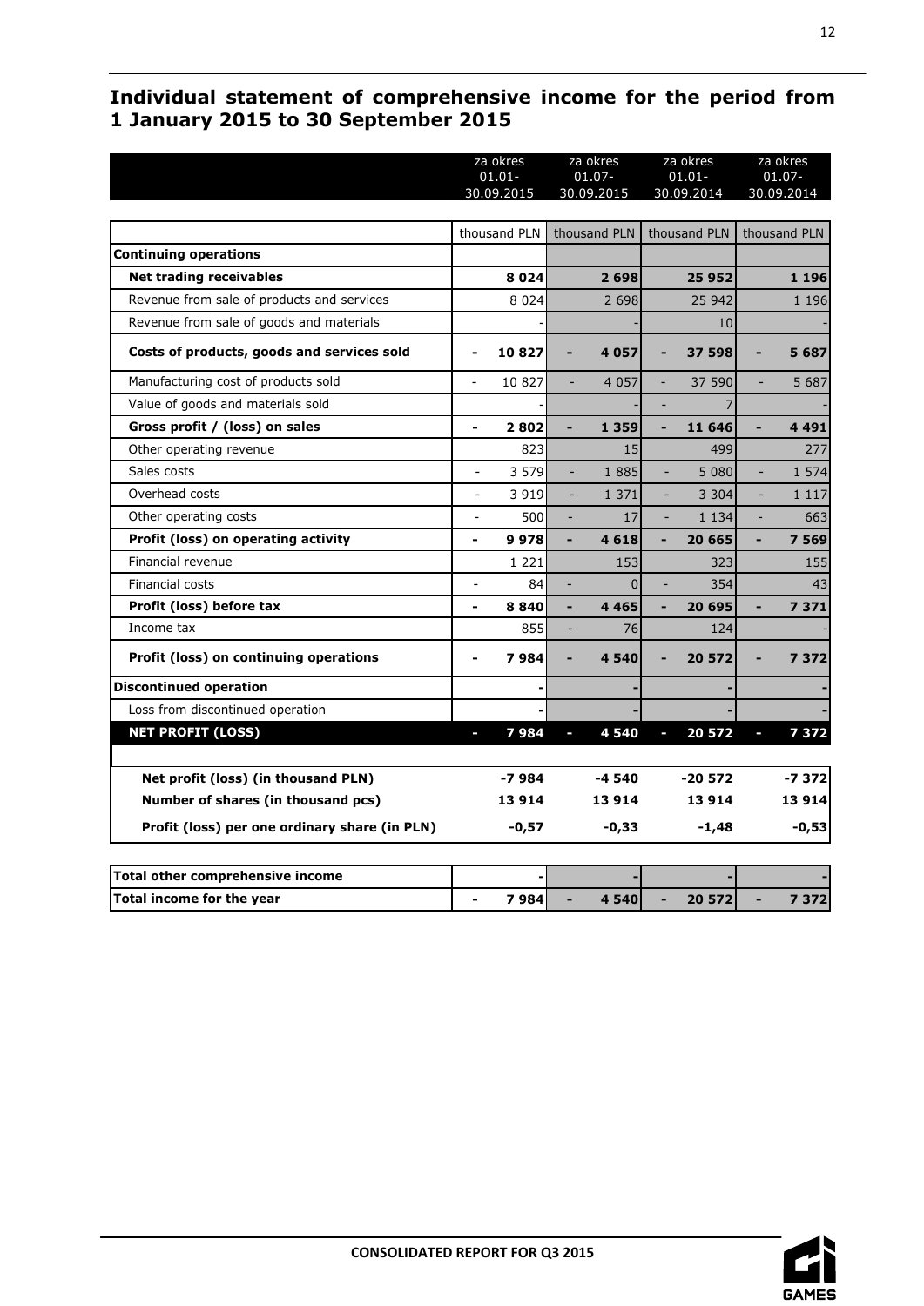## Individual statement of comprehensive income for the period from 1 January 2015 to 30 September 2015

| | za okres 01.01-30.09.2015 | za okres 01.07-30.09.2015 | za okres 01.01-30.09.2014 | za okres 01.07-30.09.2014 |
|---|---|---|---|---|
| | thousand PLN | thousand PLN | thousand PLN | thousand PLN |
| **Continuing operations** | | | | |
| **Net trading receivables** | **8 024** | **2 698** | **25 952** | **1 196** |
| Revenue from sale of products and services | 8 024 | 2 698 | 25 942 | 1 196 |
| Revenue from sale of goods and materials | - | - | 10 | - |
| **Costs of products, goods and services sold** | **- 10 827** | **- 4 057** | **- 37 598** | **- 5 687** |
| Manufacturing cost of products sold | - 10 827 | - 4 057 | - 37 590 | - 5 687 |
| Value of goods and materials sold | - | - | - 7 | - |
| **Gross profit / (loss) on sales** | **- 2 802** | **- 1 359** | **- 11 646** | **- 4 491** |
| Other operating revenue | 823 | 15 | 499 | 277 |
| Sales costs | - 3 579 | - 1 885 | - 5 080 | - 1 574 |
| Overhead costs | - 3 919 | - 1 371 | - 3 304 | - 1 117 |
| Other operating costs | - 500 | - 17 | - 1 134 | - 663 |
| **Profit (loss) on operating activity** | **- 9 978** | **- 4 618** | **- 20 665** | **- 7 569** |
| Financial revenue | 1 221 | 153 | 323 | 155 |
| Financial costs | - 84 | - 0 | - 354 | 43 |
| **Profit (loss) before tax** | **- 8 840** | **- 4 465** | **- 20 695** | **- 7 371** |
| Income tax | 855 | - 76 | 124 | - |
| **Profit (loss) on continuing operations** | **- 7 984** | **- 4 540** | **- 20 572** | **- 7 372** |
| **Discontinued operation** | - | - | - | - |
| Loss from discontinued operation | - | - | - | - |
| **NET PROFIT (LOSS)** | **- 7 984** | **- 4 540** | **- 20 572** | **- 7 372** |
| | | | | |
| **Net profit (loss) (in thousand PLN)** | **-7 984** | **-4 540** | **-20 572** | **-7 372** |
| **Number of shares (in thousand pcs)** | **13 914** | **13 914** | **13 914** | **13 914** |
| **Profit (loss) per one ordinary share (in PLN)** | **-0,57** | **-0,33** | **-1,48** | **-0,53** |

| | | | | |
|---|---|---|---|---|
| **Total other comprehensive income** | - | - | - | - |
| **Total income for the year** | **- 7 984** | **- 4 540** | **- 20 572** | **- 7 372** |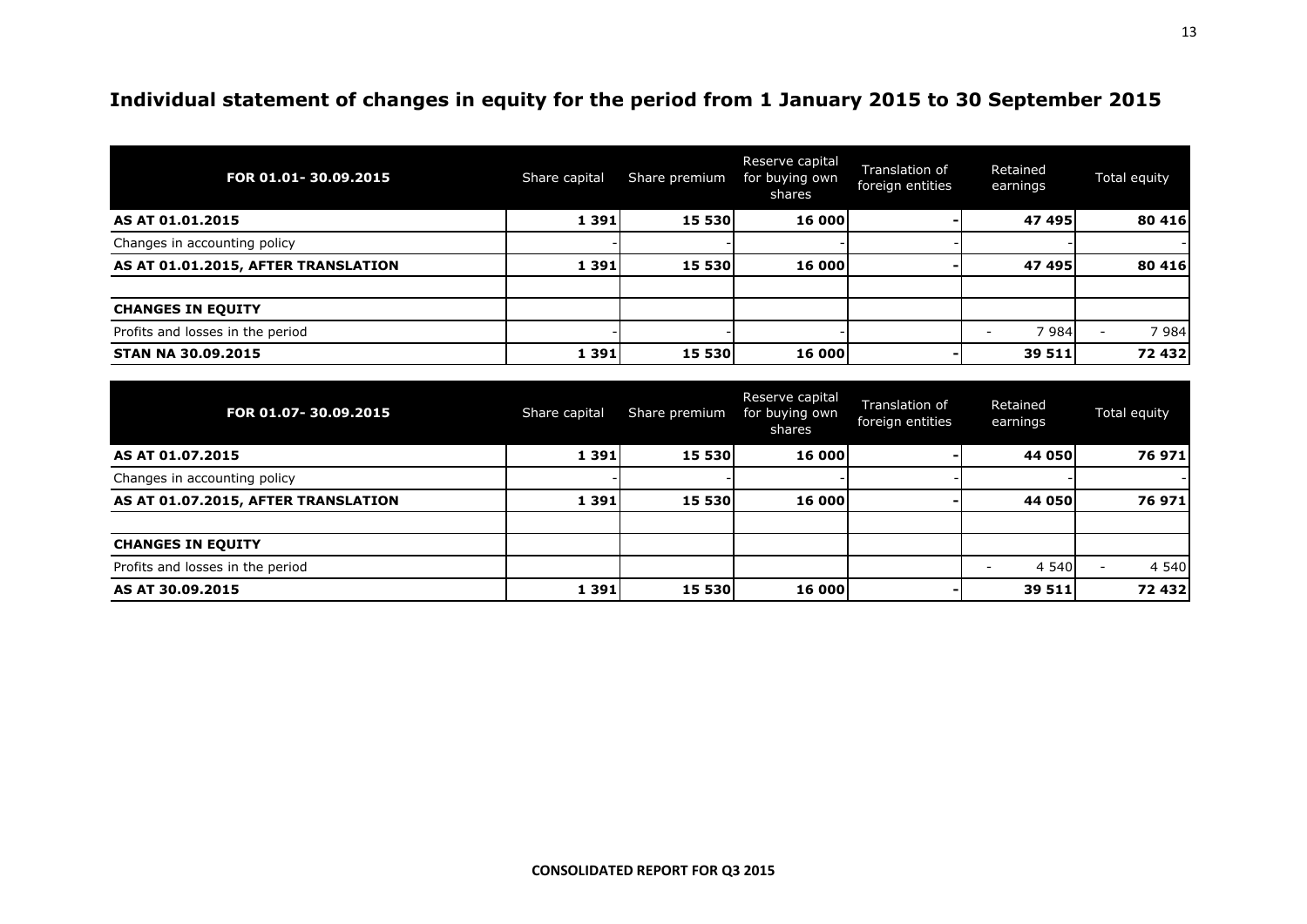# Individual statement of changes in equity for the period from 1 January 2015 to 30 September 2015

| FOR 01.01- 30.09.2015 | Share capital | Share premium | Reserve capital for buying own shares | Translation of foreign entities | Retained earnings | Total equity |
|---|---|---|---|---|---|---|
| **AS AT 01.01.2015** | **1 391** | **15 530** | **16 000** | **-** | **47 495** | **80 416** |
| Changes in accounting policy | - | - | - | - | - | - |
| **AS AT 01.01.2015, AFTER TRANSLATION** | **1 391** | **15 530** | **16 000** | **-** | **47 495** | **80 416** |
| | | | | | | |
| **CHANGES IN EQUITY** | | | | | | |
| Profits and losses in the period | - | - | - | | - 7 984 | - 7 984 |
| **STAN NA 30.09.2015** | **1 391** | **15 530** | **16 000** | **-** | **39 511** | **72 432** |

| FOR 01.07- 30.09.2015 | Share capital | Share premium | Reserve capital for buying own shares | Translation of foreign entities | Retained earnings | Total equity |
|---|---|---|---|---|---|---|
| **AS AT 01.07.2015** | **1 391** | **15 530** | **16 000** | **-** | **44 050** | **76 971** |
| Changes in accounting policy | - | - | - | - | - | - |
| **AS AT 01.07.2015, AFTER TRANSLATION** | **1 391** | **15 530** | **16 000** | **-** | **44 050** | **76 971** |
| | | | | | | |
| **CHANGES IN EQUITY** | | | | | | |
| Profits and losses in the period | | | | | - 4 540 | - 4 540 |
| **AS AT 30.09.2015** | **1 391** | **15 530** | **16 000** | **-** | **39 511** | **72 432** |

**CONSOLIDATED REPORT FOR Q3 2015**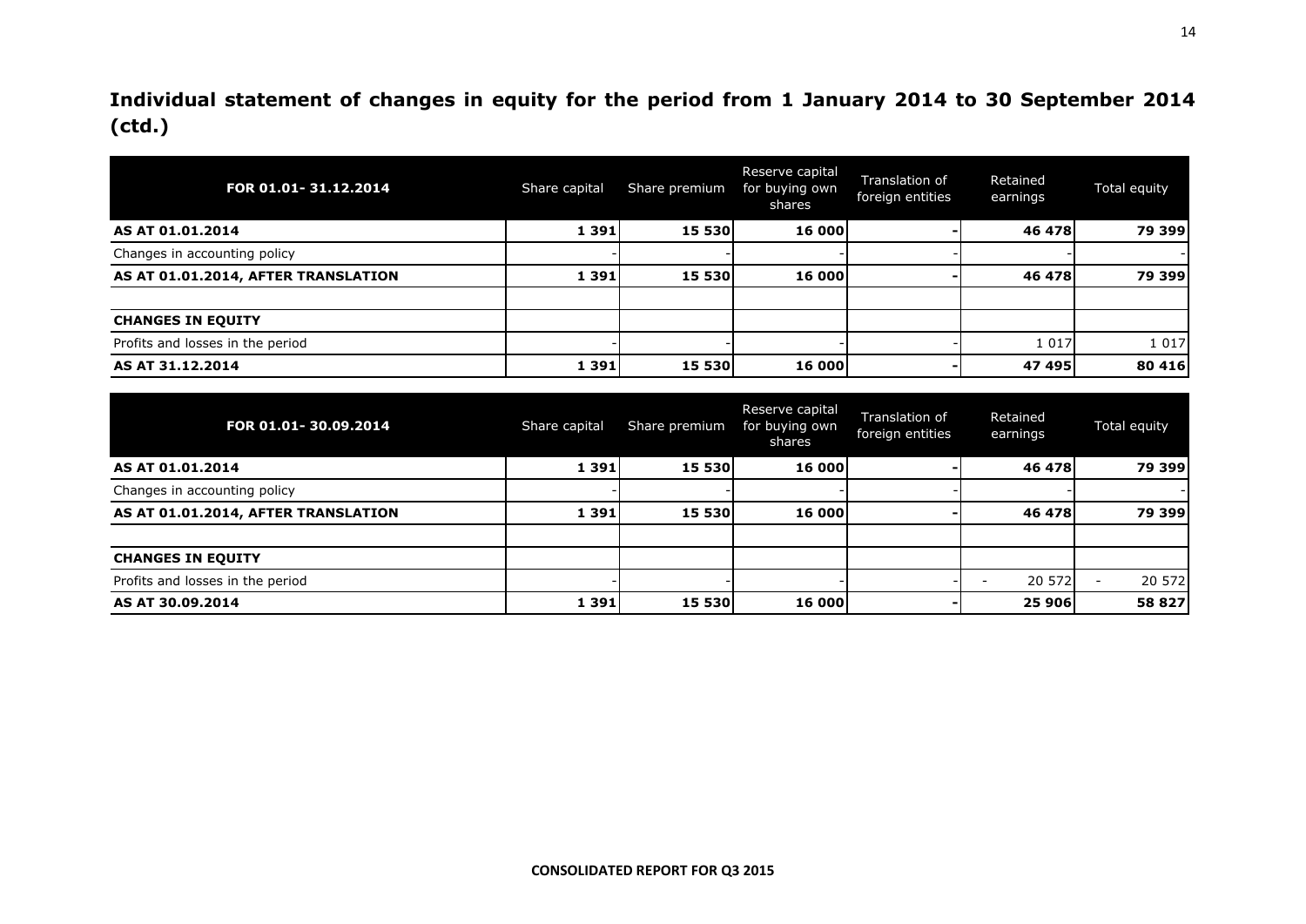# Individual statement of changes in equity for the period from 1 January 2014 to 30 September 2014 (ctd.)

| FOR 01.01- 31.12.2014 | Share capital | Share premium | Reserve capital for buying own shares | Translation of foreign entities | Retained earnings | Total equity |
|---|---|---|---|---|---|---|
| **AS AT 01.01.2014** | **1 391** | **15 530** | **16 000** | **-** | **46 478** | **79 399** |
| Changes in accounting policy | - | - | - | - | - | - |
| **AS AT 01.01.2014, AFTER TRANSLATION** | **1 391** | **15 530** | **16 000** | **-** | **46 478** | **79 399** |
| | | | | | | |
| **CHANGES IN EQUITY** | | | | | | |
| Profits and losses in the period | - | - | - | - | 1 017 | 1 017 |
| **AS AT 31.12.2014** | **1 391** | **15 530** | **16 000** | **-** | **47 495** | **80 416** |

| FOR 01.01- 30.09.2014 | Share capital | Share premium | Reserve capital for buying own shares | Translation of foreign entities | Retained earnings | Total equity |
|---|---|---|---|---|---|---|
| **AS AT 01.01.2014** | **1 391** | **15 530** | **16 000** | **-** | **46 478** | **79 399** |
| Changes in accounting policy | - | - | - | - | - | - |
| **AS AT 01.01.2014, AFTER TRANSLATION** | **1 391** | **15 530** | **16 000** | **-** | **46 478** | **79 399** |
| | | | | | | |
| **CHANGES IN EQUITY** | | | | | | |
| Profits and losses in the period | - | - | - | - | - 20 572 | - 20 572 |
| **AS AT 30.09.2014** | **1 391** | **15 530** | **16 000** | **-** | **25 906** | **58 827** |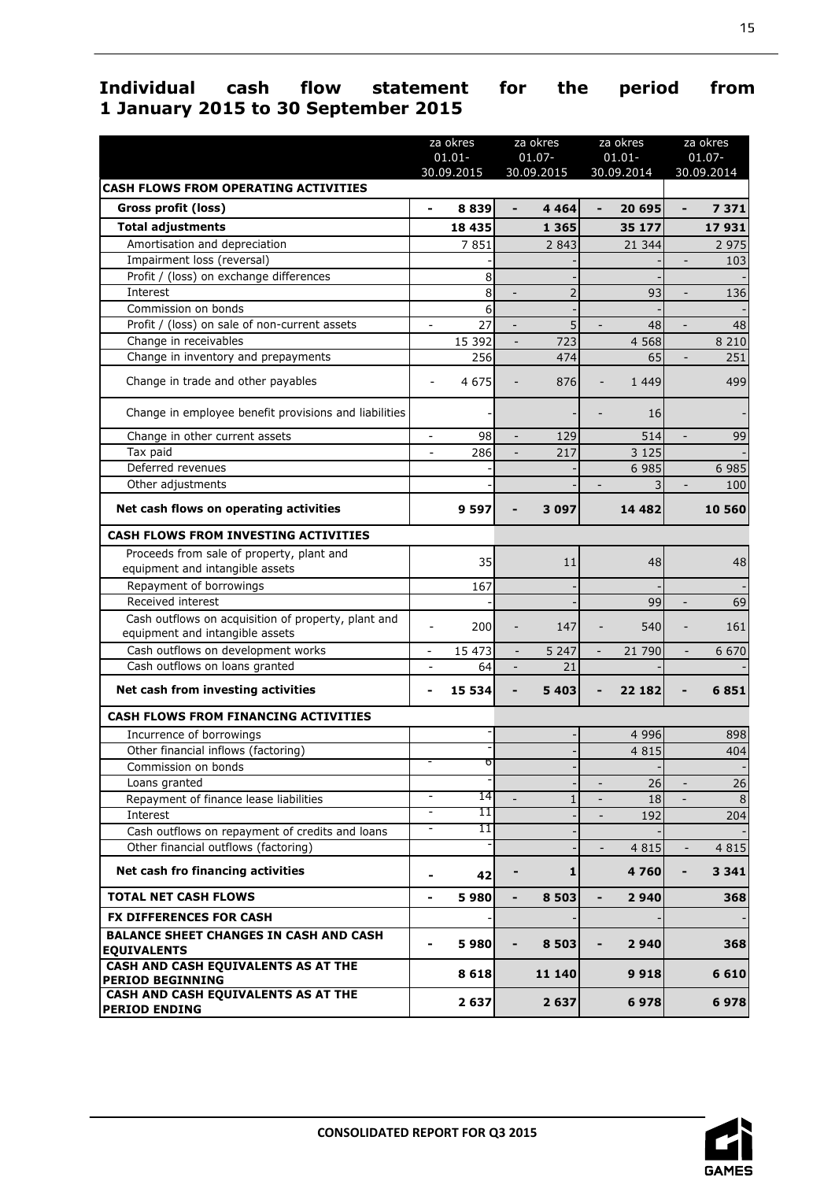## Individual cash flow statement for the period from 1 January 2015 to 30 September 2015

| | za okres 01.01-30.09.2015 | za okres 01.07-30.09.2015 | za okres 01.01-30.09.2014 | za okres 01.07-30.09.2014 |
|---|---|---|---|---|
| **CASH FLOWS FROM OPERATING ACTIVITIES** | | | | |
| **Gross profit (loss)** | **- 8 839** | **- 4 464** | **- 20 695** | **- 7 371** |
| **Total adjustments** | **18 435** | **1 365** | **35 177** | **17 931** |
| Amortisation and depreciation | 7 851 | 2 843 | 21 344 | 2 975 |
| Impairment loss (reversal) | - | - | - | - 103 |
| Profit / (loss) on exchange differences | 8 | - | - | - |
| Interest | 8 | - 2 | 93 | - 136 |
| Commission on bonds | 6 | - | - | - |
| Profit / (loss) on sale of non-current assets | - 27 | - 5 | - 48 | - 48 |
| Change in receivables | 15 392 | - 723 | 4 568 | 8 210 |
| Change in inventory and prepayments | 256 | 474 | 65 | - 251 |
| Change in trade and other payables | - 4 675 | - 876 | - 1 449 | 499 |
| Change in employee benefit provisions and liabilities | - | - | - 16 | - |
| Change in other current assets | - 98 | - 129 | 514 | - 99 |
| Tax paid | - 286 | - 217 | 3 125 | - |
| Deferred revenues | - | - | 6 985 | 6 985 |
| Other adjustments | - | - | - 3 | - 100 |
| **Net cash flows on operating activities** | **9 597** | **- 3 097** | **14 482** | **10 560** |
| **CASH FLOWS FROM INVESTING ACTIVITIES** | | | | |
| Proceeds from sale of property, plant and equipment and intangible assets | 35 | 11 | 48 | 48 |
| Repayment of borrowings | 167 | - | - | - |
| Received interest | - | - | 99 | - 69 |
| Cash outflows on acquisition of property, plant and equipment and intangible assets | - 200 | - 147 | - 540 | - 161 |
| Cash outflows on development works | - 15 473 | - 5 247 | - 21 790 | - 6 670 |
| Cash outflows on loans granted | - 64 | - 21 | - | - |
| **Net cash from investing activities** | **- 15 534** | **- 5 403** | **- 22 182** | **- 6 851** |
| **CASH FLOWS FROM FINANCING ACTIVITIES** | | | | |
| Incurrence of borrowings | - | - | 4 996 | 898 |
| Other financial inflows (factoring) | - | - | 4 815 | 404 |
| Commission on bonds | - 6 | - | - | - |
| Loans granted | - | - | - 26 | - 26 |
| Repayment of finance lease liabilities | - 14 | - 1 | - 18 | - 8 |
| Interest | - 11 | - | - 192 | 204 |
| Cash outflows on repayment of credits and loans | - 11 | - | - | - |
| Other financial outflows (factoring) | - | - | - 4 815 | - 4 815 |
| **Net cash fro financing activities** | **- 42** | **- 1** | **4 760** | **- 3 341** |
| **TOTAL NET CASH FLOWS** | **- 5 980** | **- 8 503** | **- 2 940** | **368** |
| **FX DIFFERENCES FOR CASH** | - | - | - | - |
| **BALANCE SHEET CHANGES IN CASH AND CASH EQUIVALENTS** | **- 5 980** | **- 8 503** | **- 2 940** | **368** |
| **CASH AND CASH EQUIVALENTS AS AT THE PERIOD BEGINNING** | **8 618** | **11 140** | **9 918** | **6 610** |
| **CASH AND CASH EQUIVALENTS AS AT THE PERIOD ENDING** | **2 637** | **2 637** | **6 978** | **6 978** |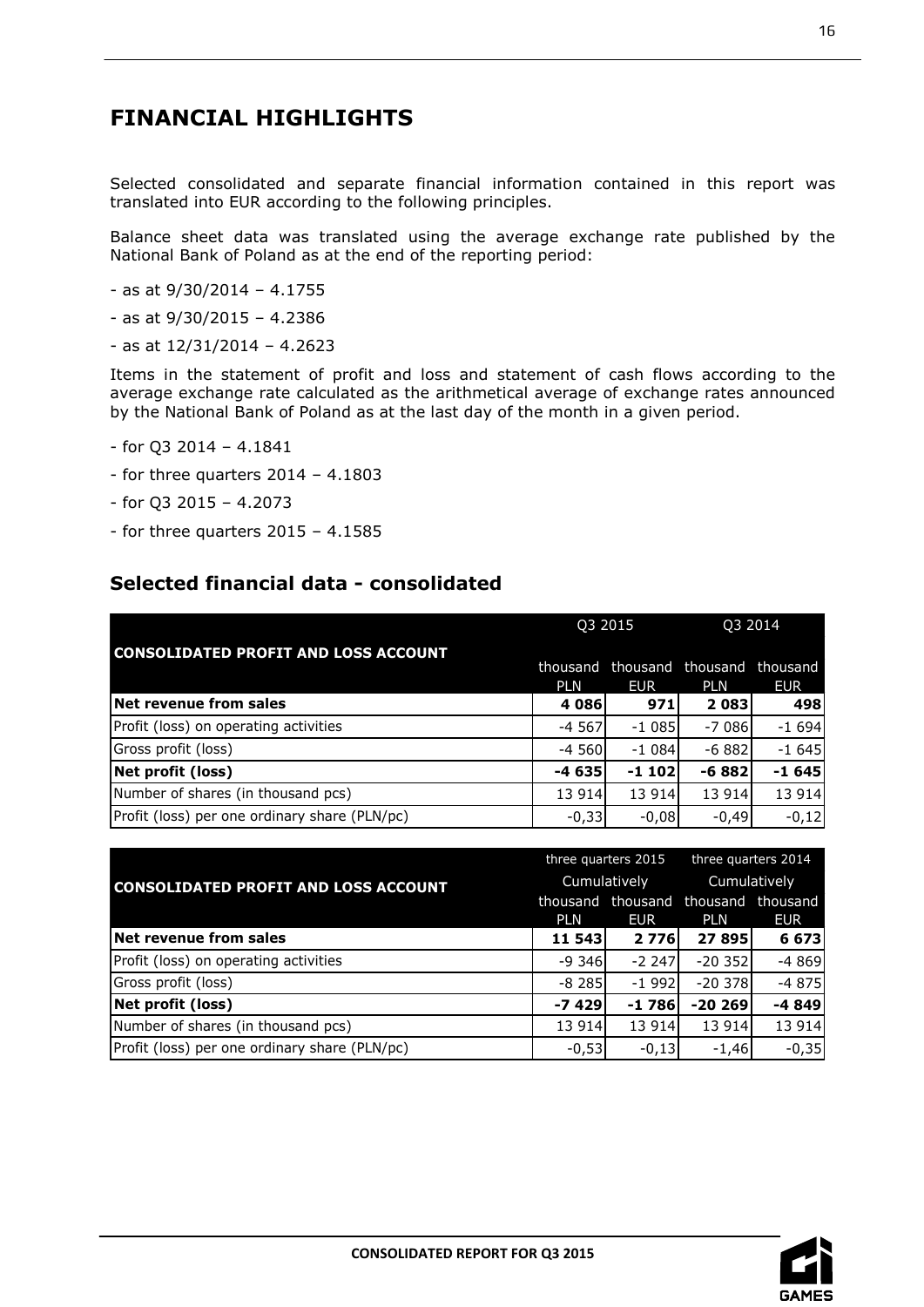# FINANCIAL HIGHLIGHTS

Selected consolidated and separate financial information contained in this report was translated into EUR according to the following principles.

Balance sheet data was translated using the average exchange rate published by the National Bank of Poland as at the end of the reporting period:

- as at 9/30/2014 – 4.1755
- as at 9/30/2015 – 4.2386
- as at 12/31/2014 – 4.2623

Items in the statement of profit and loss and statement of cash flows according to the average exchange rate calculated as the arithmetical average of exchange rates announced by the National Bank of Poland as at the last day of the month in a given period.

- for Q3 2014 – 4.1841
- for three quarters 2014 – 4.1803
- for Q3 2015 – 4.2073
- for three quarters 2015 – 4.1585

## Selected financial data - consolidated

| CONSOLIDATED PROFIT AND LOSS ACCOUNT | Q3 2015 | | Q3 2014 | |
|---|---|---|---|---|
| | thousand PLN | thousand EUR | thousand PLN | thousand EUR |
| **Net revenue from sales** | **4 086** | **971** | **2 083** | **498** |
| Profit (loss) on operating activities | -4 567 | -1 085 | -7 086 | -1 694 |
| Gross profit (loss) | -4 560 | -1 084 | -6 882 | -1 645 |
| **Net profit (loss)** | **-4 635** | **-1 102** | **-6 882** | **-1 645** |
| Number of shares (in thousand pcs) | 13 914 | 13 914 | 13 914 | 13 914 |
| Profit (loss) per one ordinary share (PLN/pc) | -0,33 | -0,08 | -0,49 | -0,12 |

| CONSOLIDATED PROFIT AND LOSS ACCOUNT | three quarters 2015 Cumulatively | | three quarters 2014 Cumulatively | |
|---|---|---|---|---|
| | thousand PLN | thousand EUR | thousand PLN | thousand EUR |
| **Net revenue from sales** | **11 543** | **2 776** | **27 895** | **6 673** |
| Profit (loss) on operating activities | -9 346 | -2 247 | -20 352 | -4 869 |
| Gross profit (loss) | -8 285 | -1 992 | -20 378 | -4 875 |
| **Net profit (loss)** | **-7 429** | **-1 786** | **-20 269** | **-4 849** |
| Number of shares (in thousand pcs) | 13 914 | 13 914 | 13 914 | 13 914 |
| Profit (loss) per one ordinary share (PLN/pc) | -0,53 | -0,13 | -1,46 | -0,35 |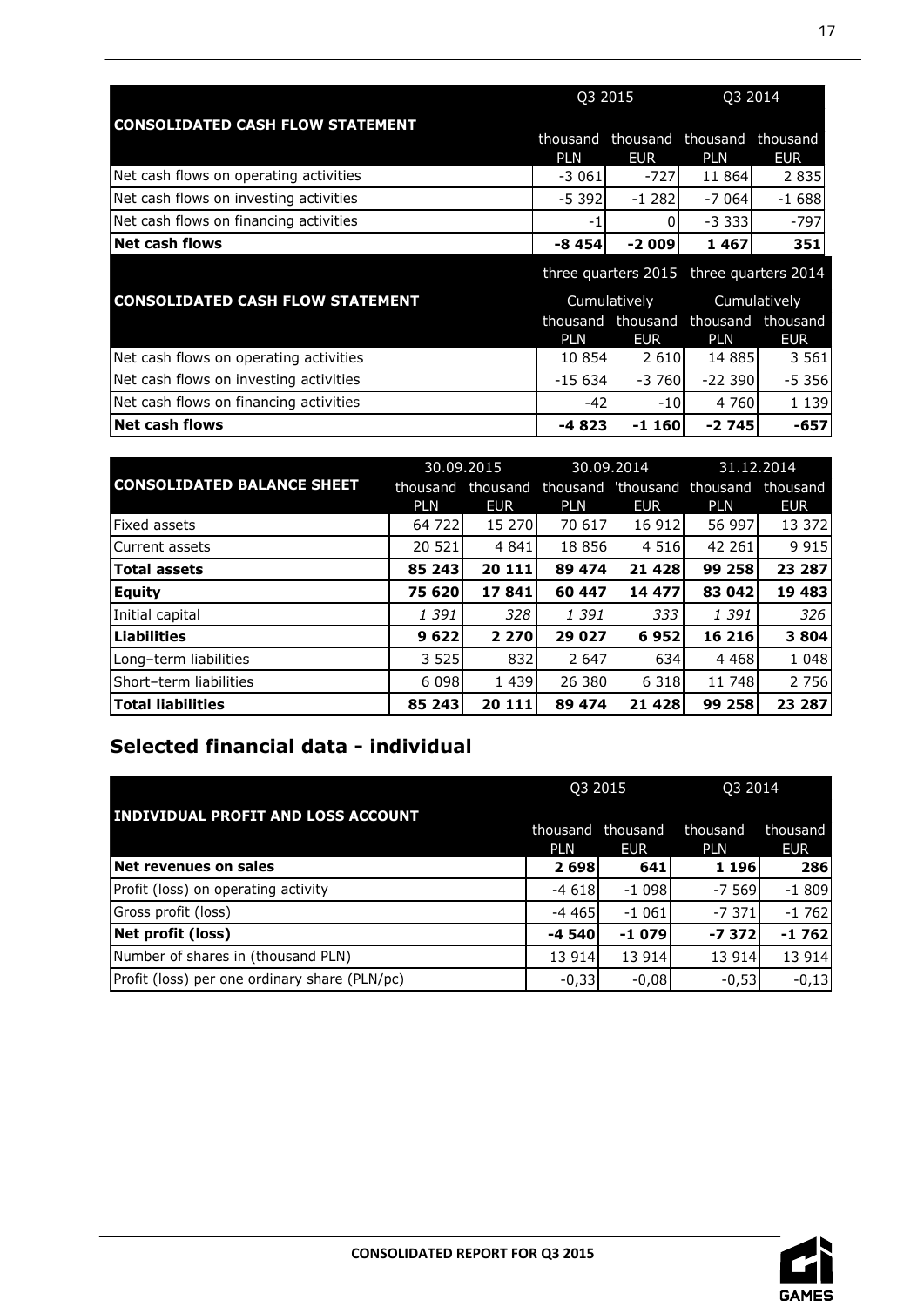| CONSOLIDATED CASH FLOW STATEMENT | Q3 2015 | | Q3 2014 | |
|---|---|---|---|---|
| | thousand PLN | thousand EUR | thousand PLN | thousand EUR |
| Net cash flows on operating activities | -3 061 | -727 | 11 864 | 2 835 |
| Net cash flows on investing activities | -5 392 | -1 282 | -7 064 | -1 688 |
| Net cash flows on financing activities | -1 | 0 | -3 333 | -797 |
| **Net cash flows** | **-8 454** | **-2 009** | **1 467** | **351** |

| CONSOLIDATED CASH FLOW STATEMENT | three quarters 2015 | | three quarters 2014 | |
|---|---|---|---|---|
| | Cumulatively | | Cumulatively | |
| | thousand PLN | thousand EUR | thousand PLN | thousand EUR |
| Net cash flows on operating activities | 10 854 | 2 610 | 14 885 | 3 561 |
| Net cash flows on investing activities | -15 634 | -3 760 | -22 390 | -5 356 |
| Net cash flows on financing activities | -42 | -10 | 4 760 | 1 139 |
| **Net cash flows** | **-4 823** | **-1 160** | **-2 745** | **-657** |

| CONSOLIDATED BALANCE SHEET | 30.09.2015 | | 30.09.2014 | | 31.12.2014 | |
|---|---|---|---|---|---|---|
| | thousand PLN | thousand EUR | thousand PLN | 'thousand EUR | thousand PLN | thousand EUR |
| Fixed assets | 64 722 | 15 270 | 70 617 | 16 912 | 56 997 | 13 372 |
| Current assets | 20 521 | 4 841 | 18 856 | 4 516 | 42 261 | 9 915 |
| **Total assets** | **85 243** | **20 111** | **89 474** | **21 428** | **99 258** | **23 287** |
| **Equity** | **75 620** | **17 841** | **60 447** | **14 477** | **83 042** | **19 483** |
| Initial capital | *1 391* | *328* | *1 391* | *333* | *1 391* | *326* |
| **Liabilities** | **9 622** | **2 270** | **29 027** | **6 952** | **16 216** | **3 804** |
| Long–term liabilities | 3 525 | 832 | 2 647 | 634 | 4 468 | 1 048 |
| Short–term liabilities | 6 098 | 1 439 | 26 380 | 6 318 | 11 748 | 2 756 |
| **Total liabilities** | **85 243** | **20 111** | **89 474** | **21 428** | **99 258** | **23 287** |

## Selected financial data - individual

| INDIVIDUAL PROFIT AND LOSS ACCOUNT | Q3 2015 | | Q3 2014 | |
|---|---|---|---|---|
| | thousand PLN | thousand EUR | thousand PLN | thousand EUR |
| **Net revenues on sales** | **2 698** | **641** | **1 196** | **286** |
| Profit (loss) on operating activity | -4 618 | -1 098 | -7 569 | -1 809 |
| Gross profit (loss) | -4 465 | -1 061 | -7 371 | -1 762 |
| **Net profit (loss)** | **-4 540** | **-1 079** | **-7 372** | **-1 762** |
| Number of shares in (thousand PLN) | 13 914 | 13 914 | 13 914 | 13 914 |
| Profit (loss) per one ordinary share (PLN/pc) | -0,33 | -0,08 | -0,53 | -0,13 |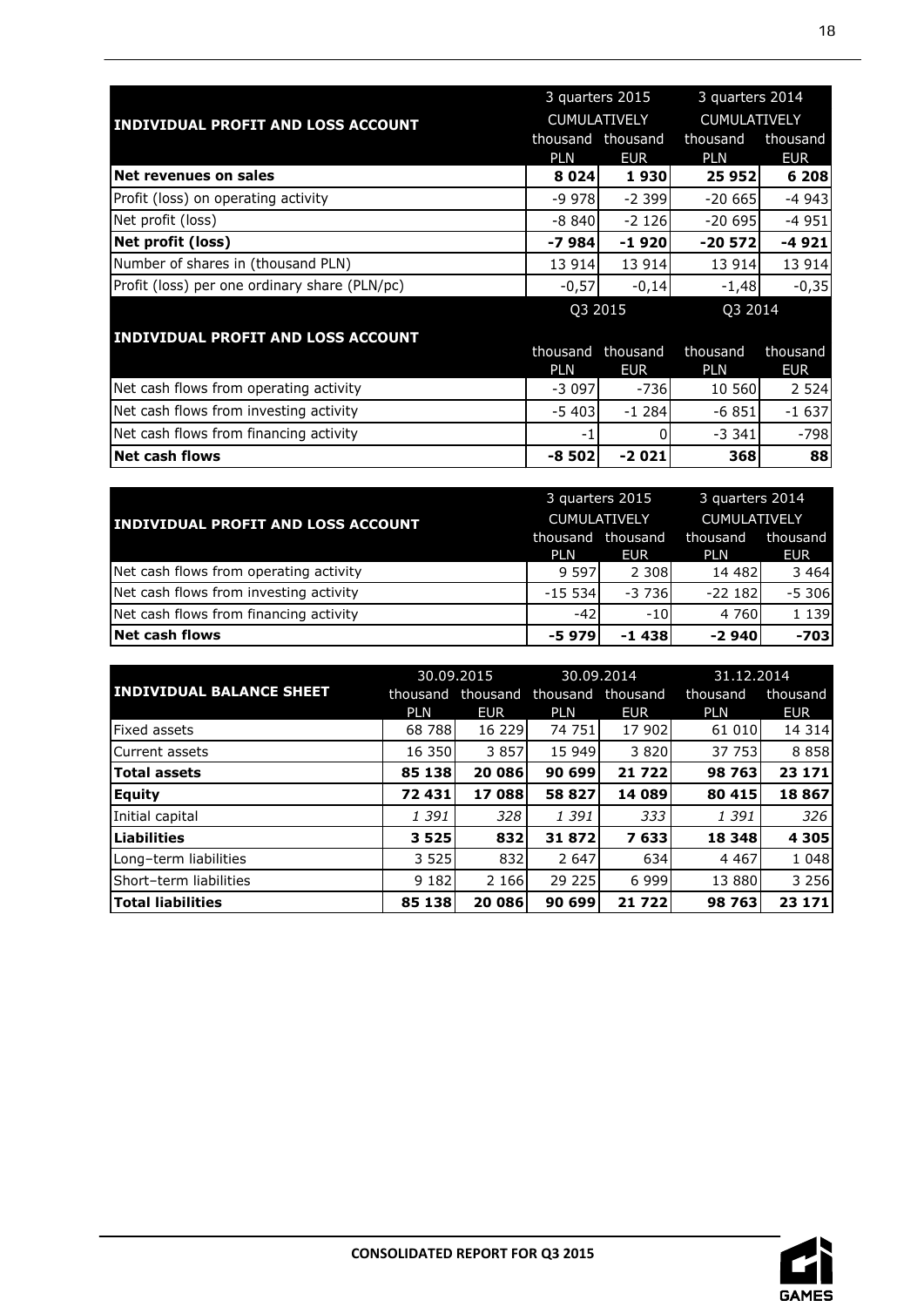| INDIVIDUAL PROFIT AND LOSS ACCOUNT | 3 quarters 2015 CUMULATIVELY | | 3 quarters 2014 CUMULATIVELY | |
|---|---|---|---|---|
| | thousand PLN | thousand EUR | thousand PLN | thousand EUR |
| **Net revenues on sales** | **8 024** | **1 930** | **25 952** | **6 208** |
| Profit (loss) on operating activity | -9 978 | -2 399 | -20 665 | -4 943 |
| Net profit (loss) | -8 840 | -2 126 | -20 695 | -4 951 |
| **Net profit (loss)** | **-7 984** | **-1 920** | **-20 572** | **-4 921** |
| Number of shares in (thousand PLN) | 13 914 | 13 914 | 13 914 | 13 914 |
| Profit (loss) per one ordinary share (PLN/pc) | -0,57 | -0,14 | -1,48 | -0,35 |
| **INDIVIDUAL PROFIT AND LOSS ACCOUNT** | Q3 2015 | | Q3 2014 | |
| | thousand PLN | thousand EUR | thousand PLN | thousand EUR |
| Net cash flows from operating activity | -3 097 | -736 | 10 560 | 2 524 |
| Net cash flows from investing activity | -5 403 | -1 284 | -6 851 | -1 637 |
| Net cash flows from financing activity | -1 | 0 | -3 341 | -798 |
| **Net cash flows** | **-8 502** | **-2 021** | **368** | **88** |

| INDIVIDUAL PROFIT AND LOSS ACCOUNT | 3 quarters 2015 CUMULATIVELY | | 3 quarters 2014 CUMULATIVELY | |
|---|---|---|---|---|
| | thousand PLN | thousand EUR | thousand PLN | thousand EUR |
| Net cash flows from operating activity | 9 597 | 2 308 | 14 482 | 3 464 |
| Net cash flows from investing activity | -15 534 | -3 736 | -22 182 | -5 306 |
| Net cash flows from financing activity | -42 | -10 | 4 760 | 1 139 |
| **Net cash flows** | **-5 979** | **-1 438** | **-2 940** | **-703** |

| INDIVIDUAL BALANCE SHEET | 30.09.2015 | | 30.09.2014 | | 31.12.2014 | |
|---|---|---|---|---|---|---|
| | thousand PLN | thousand EUR | thousand PLN | thousand EUR | thousand PLN | thousand EUR |
| Fixed assets | 68 788 | 16 229 | 74 751 | 17 902 | 61 010 | 14 314 |
| Current assets | 16 350 | 3 857 | 15 949 | 3 820 | 37 753 | 8 858 |
| **Total assets** | **85 138** | **20 086** | **90 699** | **21 722** | **98 763** | **23 171** |
| **Equity** | **72 431** | **17 088** | **58 827** | **14 089** | **80 415** | **18 867** |
| Initial capital | *1 391* | *328* | *1 391* | *333* | *1 391* | *326* |
| **Liabilities** | **3 525** | **832** | **31 872** | **7 633** | **18 348** | **4 305** |
| Long–term liabilities | 3 525 | 832 | 2 647 | 634 | 4 467 | 1 048 |
| Short–term liabilities | 9 182 | 2 166 | 29 225 | 6 999 | 13 880 | 3 256 |
| **Total liabilities** | **85 138** | **20 086** | **90 699** | **21 722** | **98 763** | **23 171** |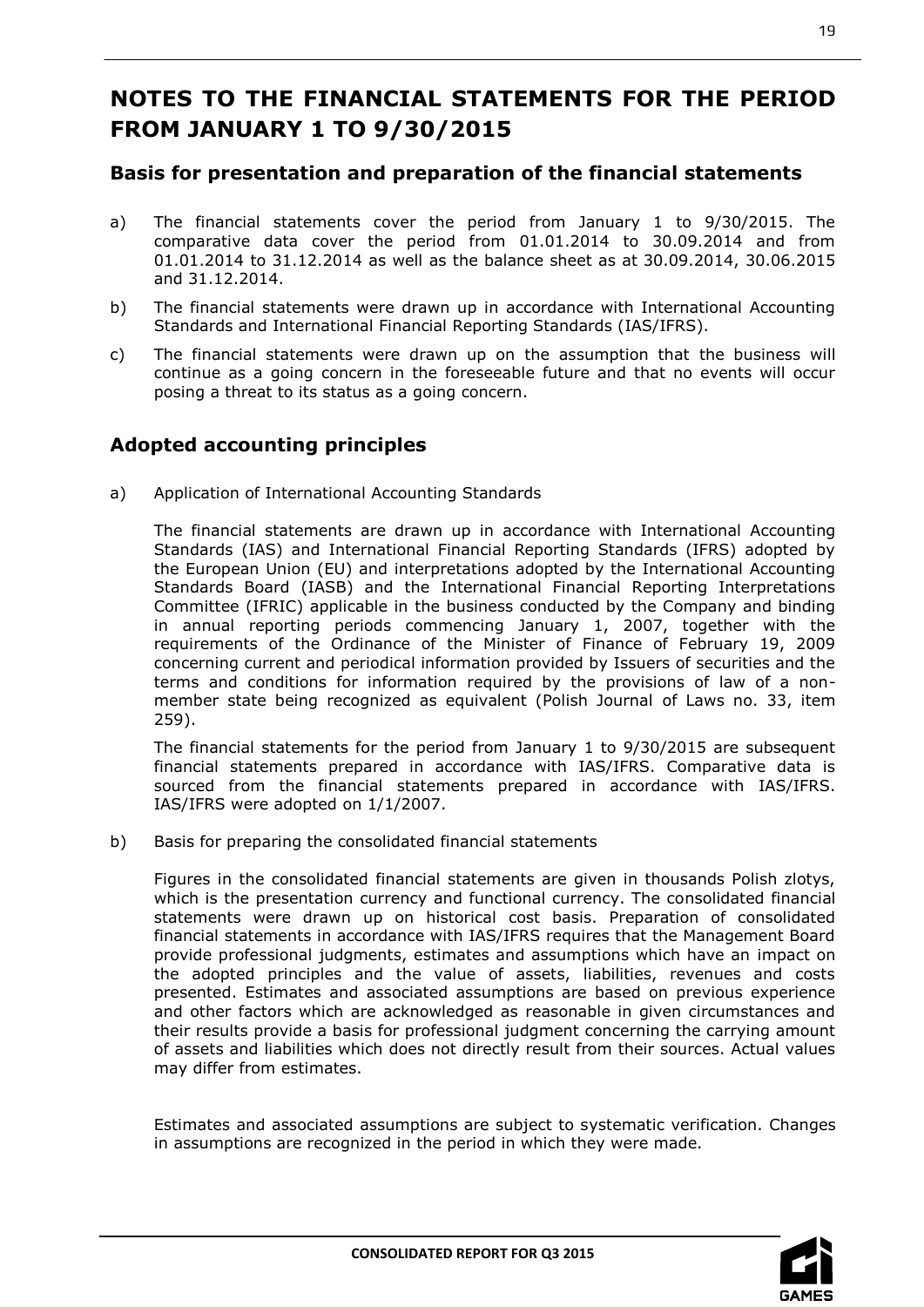# NOTES TO THE FINANCIAL STATEMENTS FOR THE PERIOD FROM JANUARY 1 TO 9/30/2015

## Basis for presentation and preparation of the financial statements

a) The financial statements cover the period from January 1 to 9/30/2015. The comparative data cover the period from 01.01.2014 to 30.09.2014 and from 01.01.2014 to 31.12.2014 as well as the balance sheet as at 30.09.2014, 30.06.2015 and 31.12.2014.

b) The financial statements were drawn up in accordance with International Accounting Standards and International Financial Reporting Standards (IAS/IFRS).

c) The financial statements were drawn up on the assumption that the business will continue as a going concern in the foreseeable future and that no events will occur posing a threat to its status as a going concern.

## Adopted accounting principles

a) Application of International Accounting Standards

The financial statements are drawn up in accordance with International Accounting Standards (IAS) and International Financial Reporting Standards (IFRS) adopted by the European Union (EU) and interpretations adopted by the International Accounting Standards Board (IASB) and the International Financial Reporting Interpretations Committee (IFRIC) applicable in the business conducted by the Company and binding in annual reporting periods commencing January 1, 2007, together with the requirements of the Ordinance of the Minister of Finance of February 19, 2009 concerning current and periodical information provided by Issuers of securities and the terms and conditions for information required by the provisions of law of a non-member state being recognized as equivalent (Polish Journal of Laws no. 33, item 259).

The financial statements for the period from January 1 to 9/30/2015 are subsequent financial statements prepared in accordance with IAS/IFRS. Comparative data is sourced from the financial statements prepared in accordance with IAS/IFRS. IAS/IFRS were adopted on 1/1/2007.

b) Basis for preparing the consolidated financial statements

Figures in the consolidated financial statements are given in thousands Polish zlotys, which is the presentation currency and functional currency. The consolidated financial statements were drawn up on historical cost basis. Preparation of consolidated financial statements in accordance with IAS/IFRS requires that the Management Board provide professional judgments, estimates and assumptions which have an impact on the adopted principles and the value of assets, liabilities, revenues and costs presented. Estimates and associated assumptions are based on previous experience and other factors which are acknowledged as reasonable in given circumstances and their results provide a basis for professional judgment concerning the carrying amount of assets and liabilities which does not directly result from their sources. Actual values may differ from estimates.

Estimates and associated assumptions are subject to systematic verification. Changes in assumptions are recognized in the period in which they were made.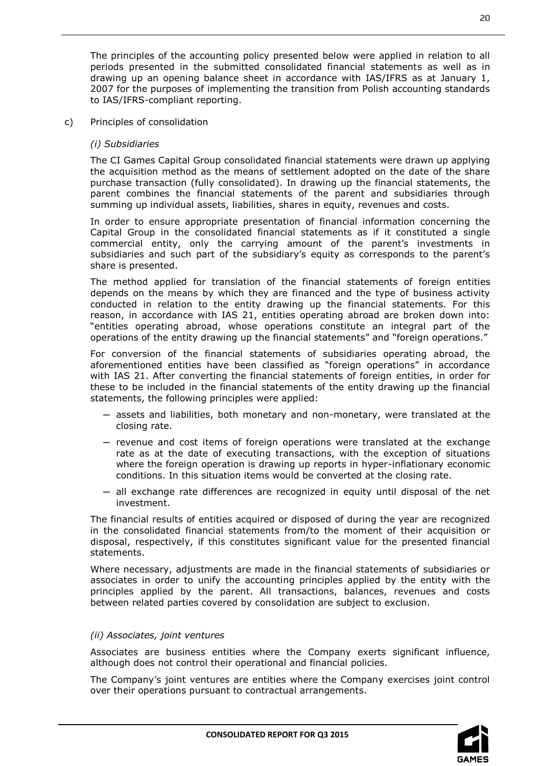The principles of the accounting policy presented below were applied in relation to all periods presented in the submitted consolidated financial statements as well as in drawing up an opening balance sheet in accordance with IAS/IFRS as at January 1, 2007 for the purposes of implementing the transition from Polish accounting standards to IAS/IFRS-compliant reporting.

c) Principles of consolidation

*(i) Subsidiaries*

The CI Games Capital Group consolidated financial statements were drawn up applying the acquisition method as the means of settlement adopted on the date of the share purchase transaction (fully consolidated). In drawing up the financial statements, the parent combines the financial statements of the parent and subsidiaries through summing up individual assets, liabilities, shares in equity, revenues and costs.

In order to ensure appropriate presentation of financial information concerning the Capital Group in the consolidated financial statements as if it constituted a single commercial entity, only the carrying amount of the parent's investments in subsidiaries and such part of the subsidiary's equity as corresponds to the parent's share is presented.

The method applied for translation of the financial statements of foreign entities depends on the means by which they are financed and the type of business activity conducted in relation to the entity drawing up the financial statements. For this reason, in accordance with IAS 21, entities operating abroad are broken down into: "entities operating abroad, whose operations constitute an integral part of the operations of the entity drawing up the financial statements" and "foreign operations."

For conversion of the financial statements of subsidiaries operating abroad, the aforementioned entities have been classified as "foreign operations" in accordance with IAS 21. After converting the financial statements of foreign entities, in order for these to be included in the financial statements of the entity drawing up the financial statements, the following principles were applied:

- assets and liabilities, both monetary and non-monetary, were translated at the closing rate.
- revenue and cost items of foreign operations were translated at the exchange rate as at the date of executing transactions, with the exception of situations where the foreign operation is drawing up reports in hyper-inflationary economic conditions. In this situation items would be converted at the closing rate.
- all exchange rate differences are recognized in equity until disposal of the net investment.

The financial results of entities acquired or disposed of during the year are recognized in the consolidated financial statements from/to the moment of their acquisition or disposal, respectively, if this constitutes significant value for the presented financial statements.

Where necessary, adjustments are made in the financial statements of subsidiaries or associates in order to unify the accounting principles applied by the entity with the principles applied by the parent. All transactions, balances, revenues and costs between related parties covered by consolidation are subject to exclusion.

*(ii) Associates, joint ventures*

Associates are business entities where the Company exerts significant influence, although does not control their operational and financial policies.

The Company's joint ventures are entities where the Company exercises joint control over their operations pursuant to contractual arrangements.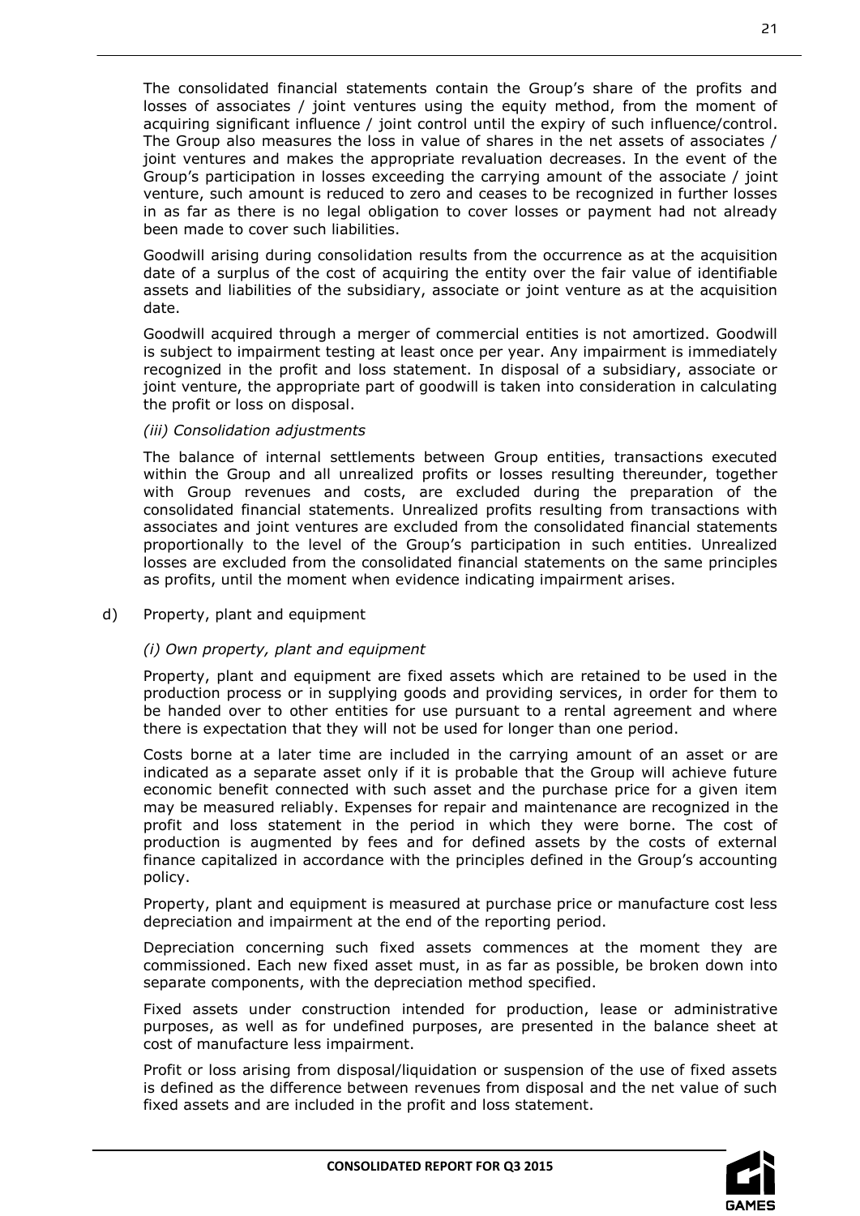The consolidated financial statements contain the Group's share of the profits and losses of associates / joint ventures using the equity method, from the moment of acquiring significant influence / joint control until the expiry of such influence/control. The Group also measures the loss in value of shares in the net assets of associates / joint ventures and makes the appropriate revaluation decreases. In the event of the Group's participation in losses exceeding the carrying amount of the associate / joint venture, such amount is reduced to zero and ceases to be recognized in further losses in as far as there is no legal obligation to cover losses or payment had not already been made to cover such liabilities.

Goodwill arising during consolidation results from the occurrence as at the acquisition date of a surplus of the cost of acquiring the entity over the fair value of identifiable assets and liabilities of the subsidiary, associate or joint venture as at the acquisition date.

Goodwill acquired through a merger of commercial entities is not amortized. Goodwill is subject to impairment testing at least once per year. Any impairment is immediately recognized in the profit and loss statement. In disposal of a subsidiary, associate or joint venture, the appropriate part of goodwill is taken into consideration in calculating the profit or loss on disposal.

*(iii) Consolidation adjustments*

The balance of internal settlements between Group entities, transactions executed within the Group and all unrealized profits or losses resulting thereunder, together with Group revenues and costs, are excluded during the preparation of the consolidated financial statements. Unrealized profits resulting from transactions with associates and joint ventures are excluded from the consolidated financial statements proportionally to the level of the Group's participation in such entities. Unrealized losses are excluded from the consolidated financial statements on the same principles as profits, until the moment when evidence indicating impairment arises.

d) Property, plant and equipment

*(i) Own property, plant and equipment*

Property, plant and equipment are fixed assets which are retained to be used in the production process or in supplying goods and providing services, in order for them to be handed over to other entities for use pursuant to a rental agreement and where there is expectation that they will not be used for longer than one period.

Costs borne at a later time are included in the carrying amount of an asset or are indicated as a separate asset only if it is probable that the Group will achieve future economic benefit connected with such asset and the purchase price for a given item may be measured reliably. Expenses for repair and maintenance are recognized in the profit and loss statement in the period in which they were borne. The cost of production is augmented by fees and for defined assets by the costs of external finance capitalized in accordance with the principles defined in the Group's accounting policy.

Property, plant and equipment is measured at purchase price or manufacture cost less depreciation and impairment at the end of the reporting period.

Depreciation concerning such fixed assets commences at the moment they are commissioned. Each new fixed asset must, in as far as possible, be broken down into separate components, with the depreciation method specified.

Fixed assets under construction intended for production, lease or administrative purposes, as well as for undefined purposes, are presented in the balance sheet at cost of manufacture less impairment.

Profit or loss arising from disposal/liquidation or suspension of the use of fixed assets is defined as the difference between revenues from disposal and the net value of such fixed assets and are included in the profit and loss statement.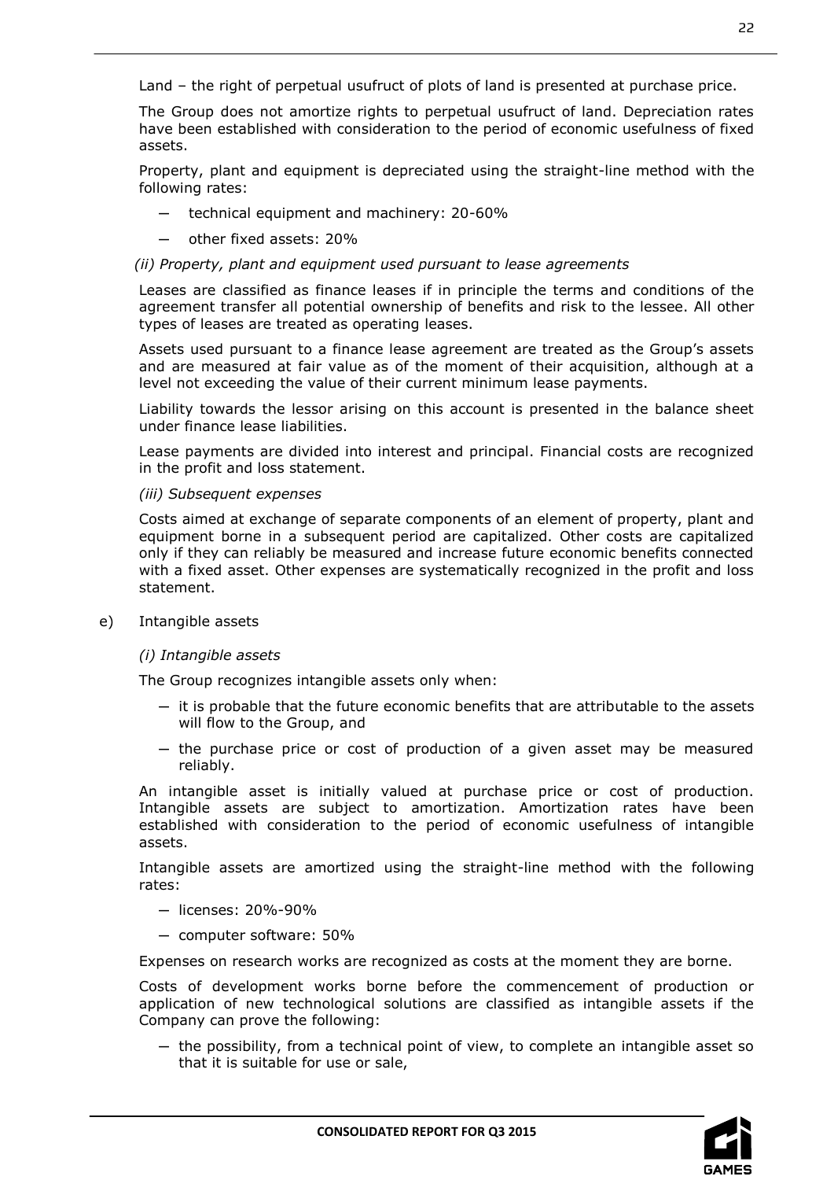Land – the right of perpetual usufruct of plots of land is presented at purchase price.

The Group does not amortize rights to perpetual usufruct of land. Depreciation rates have been established with consideration to the period of economic usefulness of fixed assets.

Property, plant and equipment is depreciated using the straight-line method with the following rates:

- technical equipment and machinery: 20-60%
- other fixed assets: 20%

*(ii) Property, plant and equipment used pursuant to lease agreements*

Leases are classified as finance leases if in principle the terms and conditions of the agreement transfer all potential ownership of benefits and risk to the lessee. All other types of leases are treated as operating leases.

Assets used pursuant to a finance lease agreement are treated as the Group's assets and are measured at fair value as of the moment of their acquisition, although at a level not exceeding the value of their current minimum lease payments.

Liability towards the lessor arising on this account is presented in the balance sheet under finance lease liabilities.

Lease payments are divided into interest and principal. Financial costs are recognized in the profit and loss statement.

*(iii) Subsequent expenses*

Costs aimed at exchange of separate components of an element of property, plant and equipment borne in a subsequent period are capitalized. Other costs are capitalized only if they can reliably be measured and increase future economic benefits connected with a fixed asset. Other expenses are systematically recognized in the profit and loss statement.

e) Intangible assets

*(i) Intangible assets*

The Group recognizes intangible assets only when:

- it is probable that the future economic benefits that are attributable to the assets will flow to the Group, and
- the purchase price or cost of production of a given asset may be measured reliably.

An intangible asset is initially valued at purchase price or cost of production. Intangible assets are subject to amortization. Amortization rates have been established with consideration to the period of economic usefulness of intangible assets.

Intangible assets are amortized using the straight-line method with the following rates:

- licenses: 20%-90%
- computer software: 50%

Expenses on research works are recognized as costs at the moment they are borne.

Costs of development works borne before the commencement of production or application of new technological solutions are classified as intangible assets if the Company can prove the following:

- the possibility, from a technical point of view, to complete an intangible asset so that it is suitable for use or sale,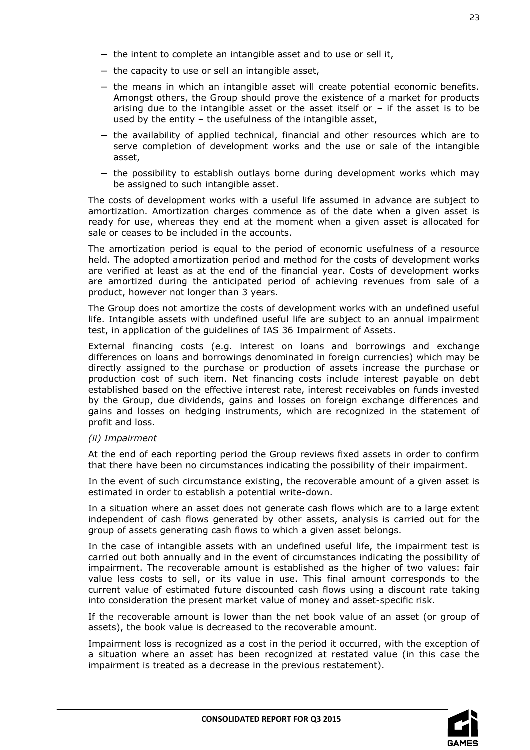- the intent to complete an intangible asset and to use or sell it,
- the capacity to use or sell an intangible asset,
- the means in which an intangible asset will create potential economic benefits. Amongst others, the Group should prove the existence of a market for products arising due to the intangible asset or the asset itself or – if the asset is to be used by the entity – the usefulness of the intangible asset,
- the availability of applied technical, financial and other resources which are to serve completion of development works and the use or sale of the intangible asset,
- the possibility to establish outlays borne during development works which may be assigned to such intangible asset.

The costs of development works with a useful life assumed in advance are subject to amortization. Amortization charges commence as of the date when a given asset is ready for use, whereas they end at the moment when a given asset is allocated for sale or ceases to be included in the accounts.

The amortization period is equal to the period of economic usefulness of a resource held. The adopted amortization period and method for the costs of development works are verified at least as at the end of the financial year. Costs of development works are amortized during the anticipated period of achieving revenues from sale of a product, however not longer than 3 years.

The Group does not amortize the costs of development works with an undefined useful life. Intangible assets with undefined useful life are subject to an annual impairment test, in application of the guidelines of IAS 36 Impairment of Assets.

External financing costs (e.g. interest on loans and borrowings and exchange differences on loans and borrowings denominated in foreign currencies) which may be directly assigned to the purchase or production of assets increase the purchase or production cost of such item. Net financing costs include interest payable on debt established based on the effective interest rate, interest receivables on funds invested by the Group, due dividends, gains and losses on foreign exchange differences and gains and losses on hedging instruments, which are recognized in the statement of profit and loss.

*(ii) Impairment*

At the end of each reporting period the Group reviews fixed assets in order to confirm that there have been no circumstances indicating the possibility of their impairment.

In the event of such circumstance existing, the recoverable amount of a given asset is estimated in order to establish a potential write-down.

In a situation where an asset does not generate cash flows which are to a large extent independent of cash flows generated by other assets, analysis is carried out for the group of assets generating cash flows to which a given asset belongs.

In the case of intangible assets with an undefined useful life, the impairment test is carried out both annually and in the event of circumstances indicating the possibility of impairment. The recoverable amount is established as the higher of two values: fair value less costs to sell, or its value in use. This final amount corresponds to the current value of estimated future discounted cash flows using a discount rate taking into consideration the present market value of money and asset-specific risk.

If the recoverable amount is lower than the net book value of an asset (or group of assets), the book value is decreased to the recoverable amount.

Impairment loss is recognized as a cost in the period it occurred, with the exception of a situation where an asset has been recognized at restated value (in this case the impairment is treated as a decrease in the previous restatement).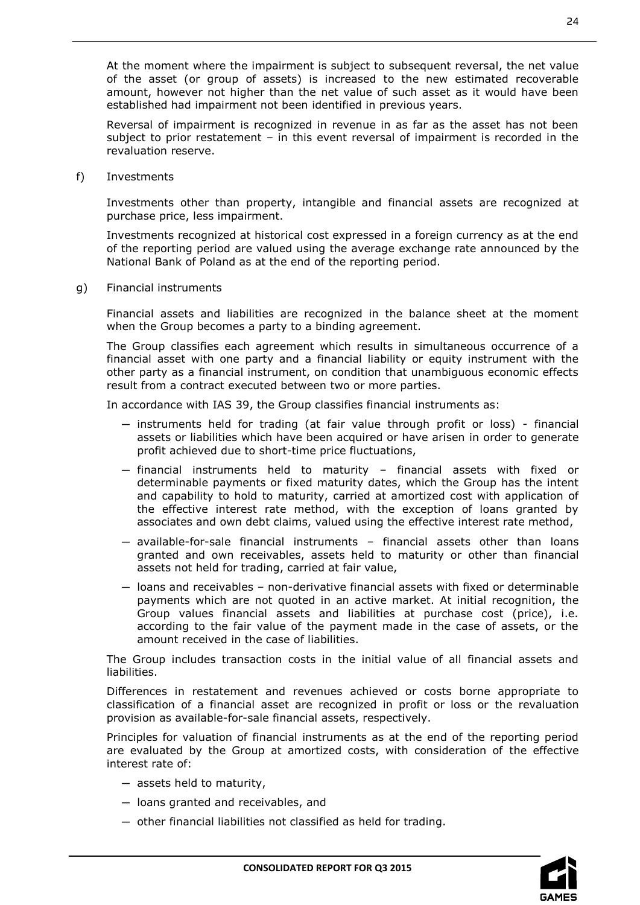At the moment where the impairment is subject to subsequent reversal, the net value of the asset (or group of assets) is increased to the new estimated recoverable amount, however not higher than the net value of such asset as it would have been established had impairment not been identified in previous years.

Reversal of impairment is recognized in revenue in as far as the asset has not been subject to prior restatement – in this event reversal of impairment is recorded in the revaluation reserve.

f) Investments

Investments other than property, intangible and financial assets are recognized at purchase price, less impairment.

Investments recognized at historical cost expressed in a foreign currency as at the end of the reporting period are valued using the average exchange rate announced by the National Bank of Poland as at the end of the reporting period.

g) Financial instruments

Financial assets and liabilities are recognized in the balance sheet at the moment when the Group becomes a party to a binding agreement.

The Group classifies each agreement which results in simultaneous occurrence of a financial asset with one party and a financial liability or equity instrument with the other party as a financial instrument, on condition that unambiguous economic effects result from a contract executed between two or more parties.

In accordance with IAS 39, the Group classifies financial instruments as:

- instruments held for trading (at fair value through profit or loss) - financial assets or liabilities which have been acquired or have arisen in order to generate profit achieved due to short-time price fluctuations,
- financial instruments held to maturity – financial assets with fixed or determinable payments or fixed maturity dates, which the Group has the intent and capability to hold to maturity, carried at amortized cost with application of the effective interest rate method, with the exception of loans granted by associates and own debt claims, valued using the effective interest rate method,
- available-for-sale financial instruments – financial assets other than loans granted and own receivables, assets held to maturity or other than financial assets not held for trading, carried at fair value,
- loans and receivables – non-derivative financial assets with fixed or determinable payments which are not quoted in an active market. At initial recognition, the Group values financial assets and liabilities at purchase cost (price), i.e. according to the fair value of the payment made in the case of assets, or the amount received in the case of liabilities.

The Group includes transaction costs in the initial value of all financial assets and liabilities.

Differences in restatement and revenues achieved or costs borne appropriate to classification of a financial asset are recognized in profit or loss or the revaluation provision as available-for-sale financial assets, respectively.

Principles for valuation of financial instruments as at the end of the reporting period are evaluated by the Group at amortized costs, with consideration of the effective interest rate of:

- assets held to maturity,
- loans granted and receivables, and
- other financial liabilities not classified as held for trading.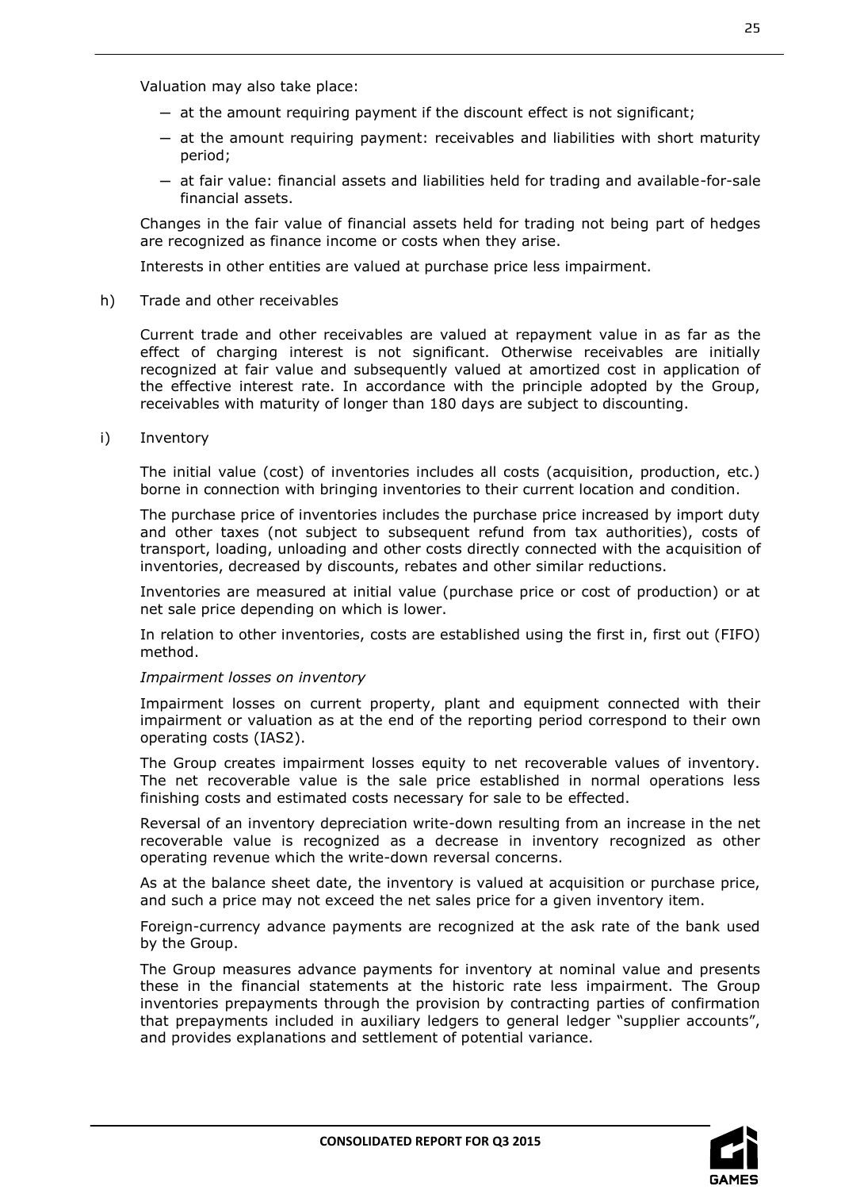Valuation may also take place:

- at the amount requiring payment if the discount effect is not significant;
- at the amount requiring payment: receivables and liabilities with short maturity period;
- at fair value: financial assets and liabilities held for trading and available-for-sale financial assets.

Changes in the fair value of financial assets held for trading not being part of hedges are recognized as finance income or costs when they arise.

Interests in other entities are valued at purchase price less impairment.

h) Trade and other receivables

Current trade and other receivables are valued at repayment value in as far as the effect of charging interest is not significant. Otherwise receivables are initially recognized at fair value and subsequently valued at amortized cost in application of the effective interest rate. In accordance with the principle adopted by the Group, receivables with maturity of longer than 180 days are subject to discounting.

i) Inventory

The initial value (cost) of inventories includes all costs (acquisition, production, etc.) borne in connection with bringing inventories to their current location and condition.

The purchase price of inventories includes the purchase price increased by import duty and other taxes (not subject to subsequent refund from tax authorities), costs of transport, loading, unloading and other costs directly connected with the acquisition of inventories, decreased by discounts, rebates and other similar reductions.

Inventories are measured at initial value (purchase price or cost of production) or at net sale price depending on which is lower.

In relation to other inventories, costs are established using the first in, first out (FIFO) method.

*Impairment losses on inventory*

Impairment losses on current property, plant and equipment connected with their impairment or valuation as at the end of the reporting period correspond to their own operating costs (IAS2).

The Group creates impairment losses equity to net recoverable values of inventory. The net recoverable value is the sale price established in normal operations less finishing costs and estimated costs necessary for sale to be effected.

Reversal of an inventory depreciation write-down resulting from an increase in the net recoverable value is recognized as a decrease in inventory recognized as other operating revenue which the write-down reversal concerns.

As at the balance sheet date, the inventory is valued at acquisition or purchase price, and such a price may not exceed the net sales price for a given inventory item.

Foreign-currency advance payments are recognized at the ask rate of the bank used by the Group.

The Group measures advance payments for inventory at nominal value and presents these in the financial statements at the historic rate less impairment. The Group inventories prepayments through the provision by contracting parties of confirmation that prepayments included in auxiliary ledgers to general ledger "supplier accounts", and provides explanations and settlement of potential variance.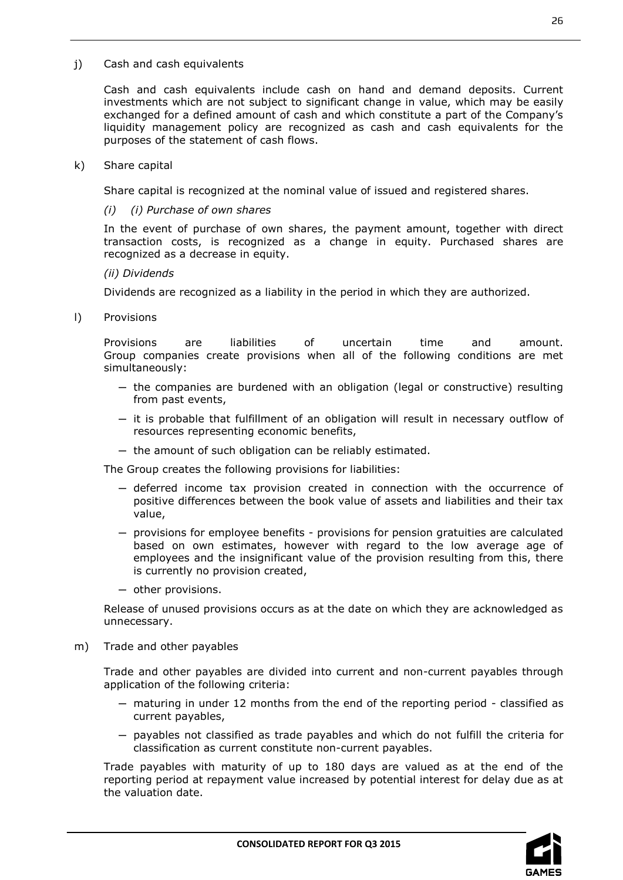j) Cash and cash equivalents

Cash and cash equivalents include cash on hand and demand deposits. Current investments which are not subject to significant change in value, which may be easily exchanged for a defined amount of cash and which constitute a part of the Company's liquidity management policy are recognized as cash and cash equivalents for the purposes of the statement of cash flows.

k) Share capital

Share capital is recognized at the nominal value of issued and registered shares.

*(i) (i) Purchase of own shares*

In the event of purchase of own shares, the payment amount, together with direct transaction costs, is recognized as a change in equity. Purchased shares are recognized as a decrease in equity.

*(ii) Dividends*

Dividends are recognized as a liability in the period in which they are authorized.

l) Provisions

Provisions are liabilities of uncertain time and amount. Group companies create provisions when all of the following conditions are met simultaneously:

- the companies are burdened with an obligation (legal or constructive) resulting from past events,
- it is probable that fulfillment of an obligation will result in necessary outflow of resources representing economic benefits,
- the amount of such obligation can be reliably estimated.

The Group creates the following provisions for liabilities:

- deferred income tax provision created in connection with the occurrence of positive differences between the book value of assets and liabilities and their tax value,
- provisions for employee benefits - provisions for pension gratuities are calculated based on own estimates, however with regard to the low average age of employees and the insignificant value of the provision resulting from this, there is currently no provision created,
- other provisions.

Release of unused provisions occurs as at the date on which they are acknowledged as unnecessary.

m) Trade and other payables

Trade and other payables are divided into current and non-current payables through application of the following criteria:

- maturing in under 12 months from the end of the reporting period - classified as current payables,
- payables not classified as trade payables and which do not fulfill the criteria for classification as current constitute non-current payables.

Trade payables with maturity of up to 180 days are valued as at the end of the reporting period at repayment value increased by potential interest for delay due as at the valuation date.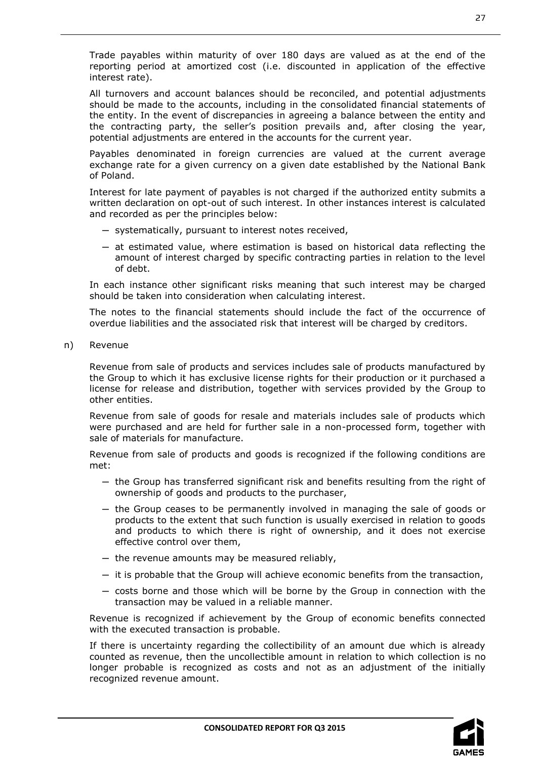Trade payables within maturity of over 180 days are valued as at the end of the reporting period at amortized cost (i.e. discounted in application of the effective interest rate).

All turnovers and account balances should be reconciled, and potential adjustments should be made to the accounts, including in the consolidated financial statements of the entity. In the event of discrepancies in agreeing a balance between the entity and the contracting party, the seller's position prevails and, after closing the year, potential adjustments are entered in the accounts for the current year.

Payables denominated in foreign currencies are valued at the current average exchange rate for a given currency on a given date established by the National Bank of Poland.

Interest for late payment of payables is not charged if the authorized entity submits a written declaration on opt-out of such interest. In other instances interest is calculated and recorded as per the principles below:

- systematically, pursuant to interest notes received,
- at estimated value, where estimation is based on historical data reflecting the amount of interest charged by specific contracting parties in relation to the level of debt.

In each instance other significant risks meaning that such interest may be charged should be taken into consideration when calculating interest.

The notes to the financial statements should include the fact of the occurrence of overdue liabilities and the associated risk that interest will be charged by creditors.

n) Revenue

Revenue from sale of products and services includes sale of products manufactured by the Group to which it has exclusive license rights for their production or it purchased a license for release and distribution, together with services provided by the Group to other entities.

Revenue from sale of goods for resale and materials includes sale of products which were purchased and are held for further sale in a non-processed form, together with sale of materials for manufacture.

Revenue from sale of products and goods is recognized if the following conditions are met:

- the Group has transferred significant risk and benefits resulting from the right of ownership of goods and products to the purchaser,
- the Group ceases to be permanently involved in managing the sale of goods or products to the extent that such function is usually exercised in relation to goods and products to which there is right of ownership, and it does not exercise effective control over them,
- the revenue amounts may be measured reliably,
- it is probable that the Group will achieve economic benefits from the transaction,
- costs borne and those which will be borne by the Group in connection with the transaction may be valued in a reliable manner.

Revenue is recognized if achievement by the Group of economic benefits connected with the executed transaction is probable.

If there is uncertainty regarding the collectibility of an amount due which is already counted as revenue, then the uncollectible amount in relation to which collection is no longer probable is recognized as costs and not as an adjustment of the initially recognized revenue amount.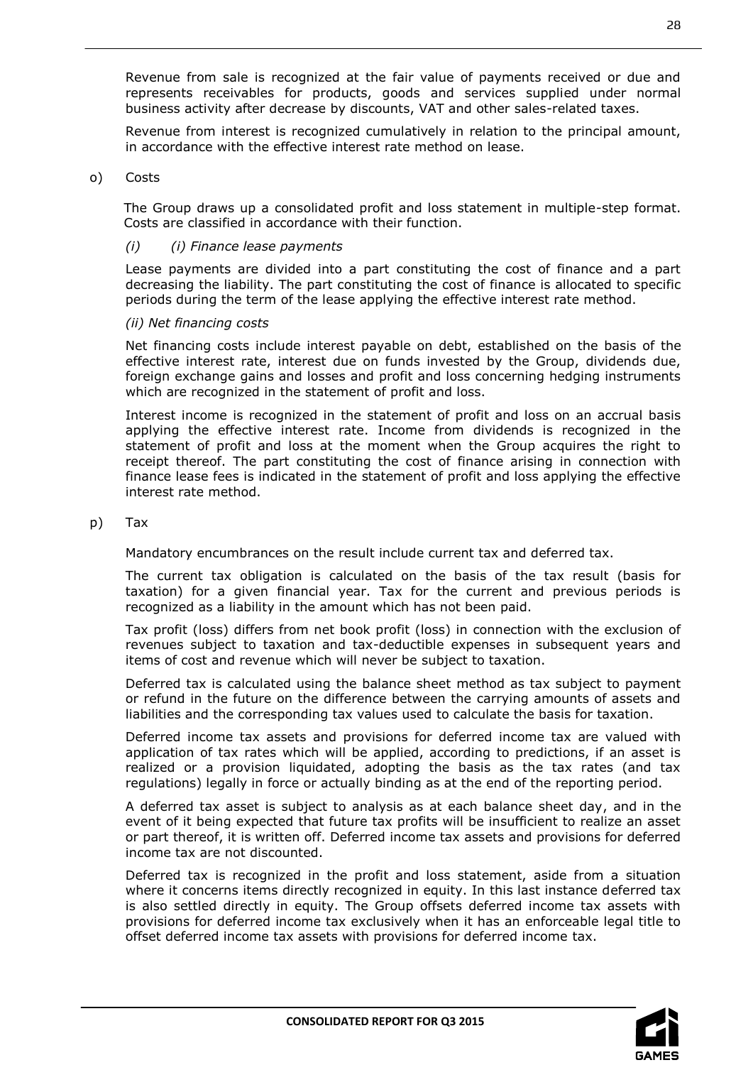Revenue from sale is recognized at the fair value of payments received or due and represents receivables for products, goods and services supplied under normal business activity after decrease by discounts, VAT and other sales-related taxes.

Revenue from interest is recognized cumulatively in relation to the principal amount, in accordance with the effective interest rate method on lease.

o) Costs

The Group draws up a consolidated profit and loss statement in multiple-step format. Costs are classified in accordance with their function.

*(i) (i) Finance lease payments*

Lease payments are divided into a part constituting the cost of finance and a part decreasing the liability. The part constituting the cost of finance is allocated to specific periods during the term of the lease applying the effective interest rate method.

*(ii) Net financing costs*

Net financing costs include interest payable on debt, established on the basis of the effective interest rate, interest due on funds invested by the Group, dividends due, foreign exchange gains and losses and profit and loss concerning hedging instruments which are recognized in the statement of profit and loss.

Interest income is recognized in the statement of profit and loss on an accrual basis applying the effective interest rate. Income from dividends is recognized in the statement of profit and loss at the moment when the Group acquires the right to receipt thereof. The part constituting the cost of finance arising in connection with finance lease fees is indicated in the statement of profit and loss applying the effective interest rate method.

p) Tax

Mandatory encumbrances on the result include current tax and deferred tax.

The current tax obligation is calculated on the basis of the tax result (basis for taxation) for a given financial year. Tax for the current and previous periods is recognized as a liability in the amount which has not been paid.

Tax profit (loss) differs from net book profit (loss) in connection with the exclusion of revenues subject to taxation and tax-deductible expenses in subsequent years and items of cost and revenue which will never be subject to taxation.

Deferred tax is calculated using the balance sheet method as tax subject to payment or refund in the future on the difference between the carrying amounts of assets and liabilities and the corresponding tax values used to calculate the basis for taxation.

Deferred income tax assets and provisions for deferred income tax are valued with application of tax rates which will be applied, according to predictions, if an asset is realized or a provision liquidated, adopting the basis as the tax rates (and tax regulations) legally in force or actually binding as at the end of the reporting period.

A deferred tax asset is subject to analysis as at each balance sheet day, and in the event of it being expected that future tax profits will be insufficient to realize an asset or part thereof, it is written off. Deferred income tax assets and provisions for deferred income tax are not discounted.

Deferred tax is recognized in the profit and loss statement, aside from a situation where it concerns items directly recognized in equity. In this last instance deferred tax is also settled directly in equity. The Group offsets deferred income tax assets with provisions for deferred income tax exclusively when it has an enforceable legal title to offset deferred income tax assets with provisions for deferred income tax.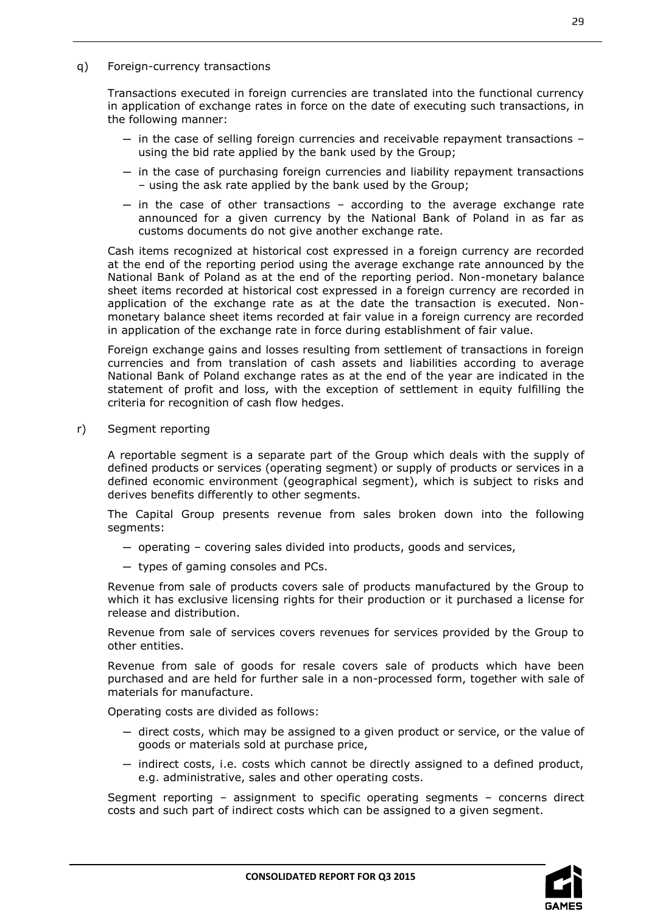q) Foreign-currency transactions

Transactions executed in foreign currencies are translated into the functional currency in application of exchange rates in force on the date of executing such transactions, in the following manner:

- in the case of selling foreign currencies and receivable repayment transactions – using the bid rate applied by the bank used by the Group;
- in the case of purchasing foreign currencies and liability repayment transactions – using the ask rate applied by the bank used by the Group;
- in the case of other transactions – according to the average exchange rate announced for a given currency by the National Bank of Poland in as far as customs documents do not give another exchange rate.

Cash items recognized at historical cost expressed in a foreign currency are recorded at the end of the reporting period using the average exchange rate announced by the National Bank of Poland as at the end of the reporting period. Non-monetary balance sheet items recorded at historical cost expressed in a foreign currency are recorded in application of the exchange rate as at the date the transaction is executed. Non-monetary balance sheet items recorded at fair value in a foreign currency are recorded in application of the exchange rate in force during establishment of fair value.

Foreign exchange gains and losses resulting from settlement of transactions in foreign currencies and from translation of cash assets and liabilities according to average National Bank of Poland exchange rates as at the end of the year are indicated in the statement of profit and loss, with the exception of settlement in equity fulfilling the criteria for recognition of cash flow hedges.

r) Segment reporting

A reportable segment is a separate part of the Group which deals with the supply of defined products or services (operating segment) or supply of products or services in a defined economic environment (geographical segment), which is subject to risks and derives benefits differently to other segments.

The Capital Group presents revenue from sales broken down into the following segments:

- operating – covering sales divided into products, goods and services,
- types of gaming consoles and PCs.

Revenue from sale of products covers sale of products manufactured by the Group to which it has exclusive licensing rights for their production or it purchased a license for release and distribution.

Revenue from sale of services covers revenues for services provided by the Group to other entities.

Revenue from sale of goods for resale covers sale of products which have been purchased and are held for further sale in a non-processed form, together with sale of materials for manufacture.

Operating costs are divided as follows:

- direct costs, which may be assigned to a given product or service, or the value of goods or materials sold at purchase price,
- indirect costs, i.e. costs which cannot be directly assigned to a defined product, e.g. administrative, sales and other operating costs.

Segment reporting – assignment to specific operating segments – concerns direct costs and such part of indirect costs which can be assigned to a given segment.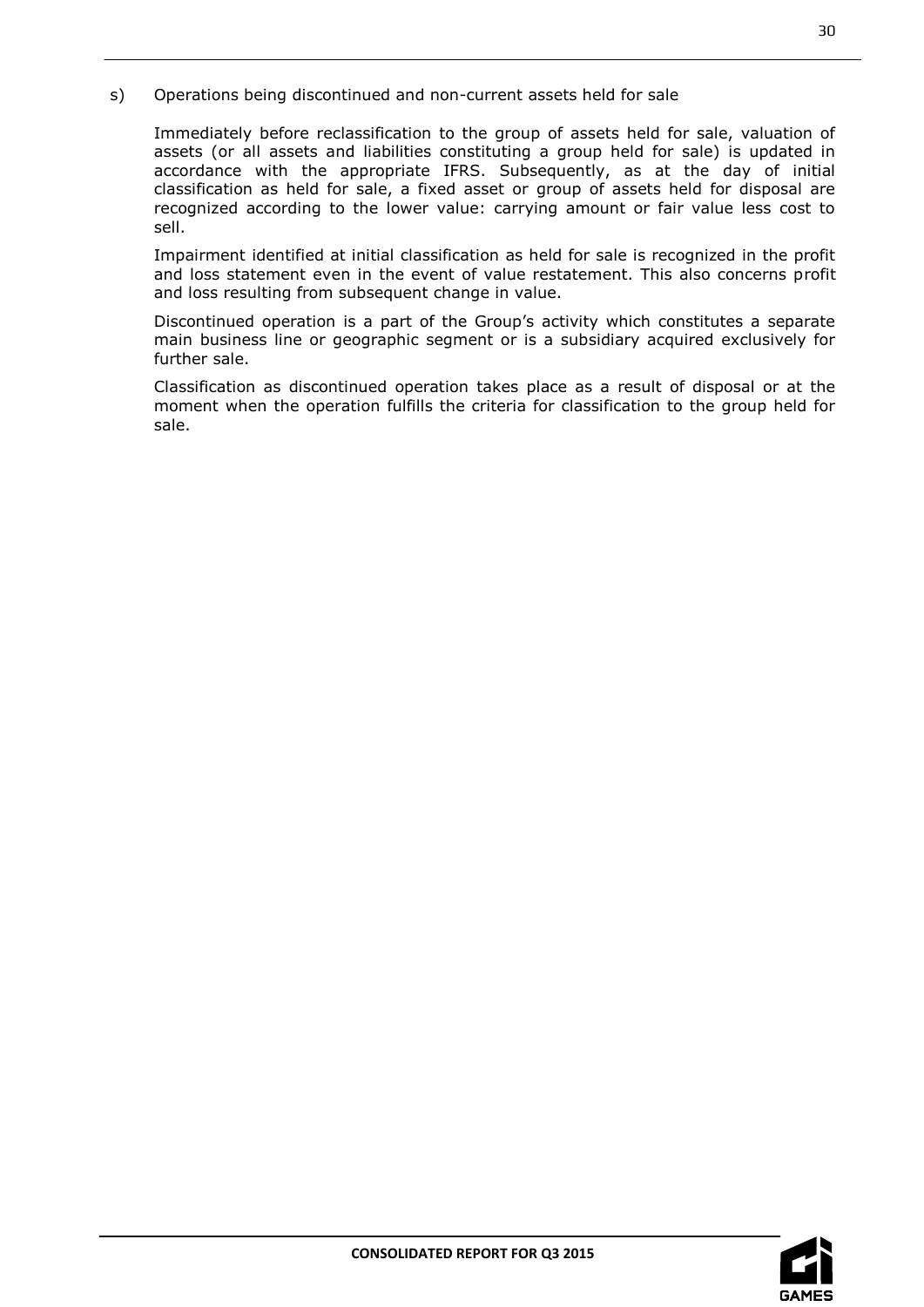s) Operations being discontinued and non-current assets held for sale

Immediately before reclassification to the group of assets held for sale, valuation of assets (or all assets and liabilities constituting a group held for sale) is updated in accordance with the appropriate IFRS. Subsequently, as at the day of initial classification as held for sale, a fixed asset or group of assets held for disposal are recognized according to the lower value: carrying amount or fair value less cost to sell.

Impairment identified at initial classification as held for sale is recognized in the profit and loss statement even in the event of value restatement. This also concerns profit and loss resulting from subsequent change in value.

Discontinued operation is a part of the Group's activity which constitutes a separate main business line or geographic segment or is a subsidiary acquired exclusively for further sale.

Classification as discontinued operation takes place as a result of disposal or at the moment when the operation fulfills the criteria for classification to the group held for sale.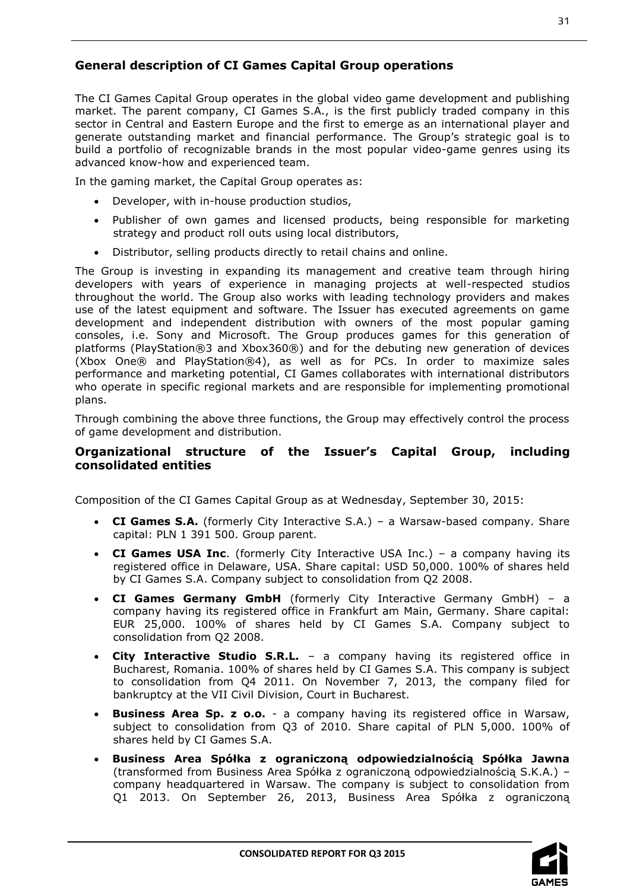## General description of CI Games Capital Group operations

The CI Games Capital Group operates in the global video game development and publishing market. The parent company, CI Games S.A., is the first publicly traded company in this sector in Central and Eastern Europe and the first to emerge as an international player and generate outstanding market and financial performance. The Group's strategic goal is to build a portfolio of recognizable brands in the most popular video-game genres using its advanced know-how and experienced team.

In the gaming market, the Capital Group operates as:

- Developer, with in-house production studios,
- Publisher of own games and licensed products, being responsible for marketing strategy and product roll outs using local distributors,
- Distributor, selling products directly to retail chains and online.

The Group is investing in expanding its management and creative team through hiring developers with years of experience in managing projects at well-respected studios throughout the world. The Group also works with leading technology providers and makes use of the latest equipment and software. The Issuer has executed agreements on game development and independent distribution with owners of the most popular gaming consoles, i.e. Sony and Microsoft. The Group produces games for this generation of platforms (PlayStation®3 and Xbox360®) and for the debuting new generation of devices (Xbox One® and PlayStation®4), as well as for PCs. In order to maximize sales performance and marketing potential, CI Games collaborates with international distributors who operate in specific regional markets and are responsible for implementing promotional plans.

Through combining the above three functions, the Group may effectively control the process of game development and distribution.

## Organizational structure of the Issuer's Capital Group, including consolidated entities

Composition of the CI Games Capital Group as at Wednesday, September 30, 2015:

- **CI Games S.A.** (formerly City Interactive S.A.) – a Warsaw-based company. Share capital: PLN 1 391 500. Group parent.
- **CI Games USA Inc**. (formerly City Interactive USA Inc.) – a company having its registered office in Delaware, USA. Share capital: USD 50,000. 100% of shares held by CI Games S.A. Company subject to consolidation from Q2 2008.
- **CI Games Germany GmbH** (formerly City Interactive Germany GmbH) – a company having its registered office in Frankfurt am Main, Germany. Share capital: EUR 25,000. 100% of shares held by CI Games S.A. Company subject to consolidation from Q2 2008.
- **City Interactive Studio S.R.L.** – a company having its registered office in Bucharest, Romania. 100% of shares held by CI Games S.A. This company is subject to consolidation from Q4 2011. On November 7, 2013, the company filed for bankruptcy at the VII Civil Division, Court in Bucharest.
- **Business Area Sp. z o.o.** - a company having its registered office in Warsaw, subject to consolidation from Q3 of 2010. Share capital of PLN 5,000. 100% of shares held by CI Games S.A.
- **Business Area Spółka z ograniczoną odpowiedzialnością Spółka Jawna** (transformed from Business Area Spółka z ograniczoną odpowiedzialnością S.K.A.) – company headquartered in Warsaw. The company is subject to consolidation from Q1 2013. On September 26, 2013, Business Area Spółka z ograniczoną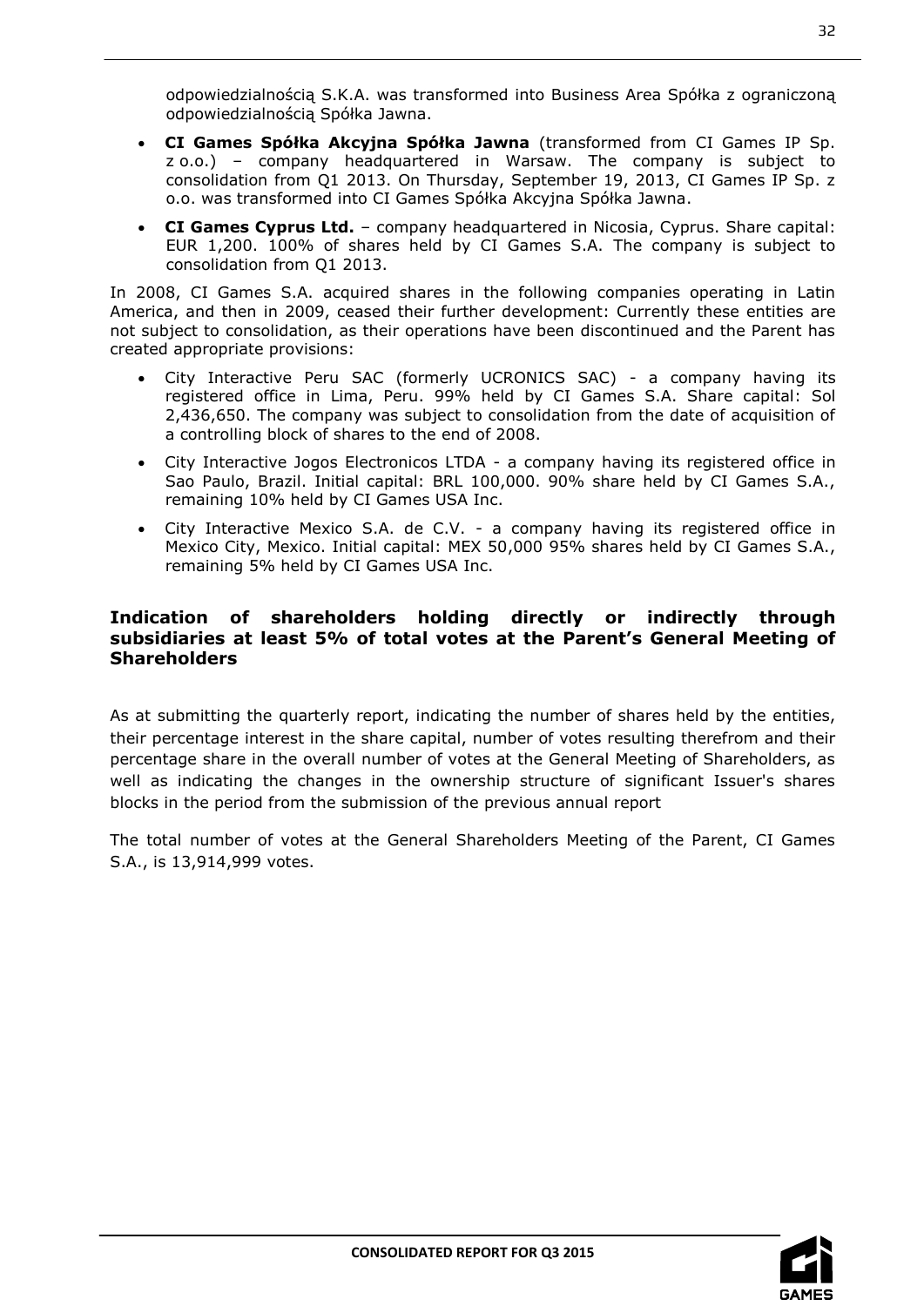odpowiedzialnością S.K.A. was transformed into Business Area Spółka z ograniczoną odpowiedzialnością Spółka Jawna.

- **CI Games Spółka Akcyjna Spółka Jawna** (transformed from CI Games IP Sp. z o.o.) – company headquartered in Warsaw. The company is subject to consolidation from Q1 2013. On Thursday, September 19, 2013, CI Games IP Sp. z o.o. was transformed into CI Games Spółka Akcyjna Spółka Jawna.
- **CI Games Cyprus Ltd.** – company headquartered in Nicosia, Cyprus. Share capital: EUR 1,200. 100% of shares held by CI Games S.A. The company is subject to consolidation from Q1 2013.

In 2008, CI Games S.A. acquired shares in the following companies operating in Latin America, and then in 2009, ceased their further development: Currently these entities are not subject to consolidation, as their operations have been discontinued and the Parent has created appropriate provisions:

- City Interactive Peru SAC (formerly UCRONICS SAC) - a company having its registered office in Lima, Peru. 99% held by CI Games S.A. Share capital: Sol 2,436,650. The company was subject to consolidation from the date of acquisition of a controlling block of shares to the end of 2008.
- City Interactive Jogos Electronicos LTDA - a company having its registered office in Sao Paulo, Brazil. Initial capital: BRL 100,000. 90% share held by CI Games S.A., remaining 10% held by CI Games USA Inc.
- City Interactive Mexico S.A. de C.V. - a company having its registered office in Mexico City, Mexico. Initial capital: MEX 50,000 95% shares held by CI Games S.A., remaining 5% held by CI Games USA Inc.

## Indication of shareholders holding directly or indirectly through subsidiaries at least 5% of total votes at the Parent's General Meeting of Shareholders

As at submitting the quarterly report, indicating the number of shares held by the entities, their percentage interest in the share capital, number of votes resulting therefrom and their percentage share in the overall number of votes at the General Meeting of Shareholders, as well as indicating the changes in the ownership structure of significant Issuer's shares blocks in the period from the submission of the previous annual report

The total number of votes at the General Shareholders Meeting of the Parent, CI Games S.A., is 13,914,999 votes.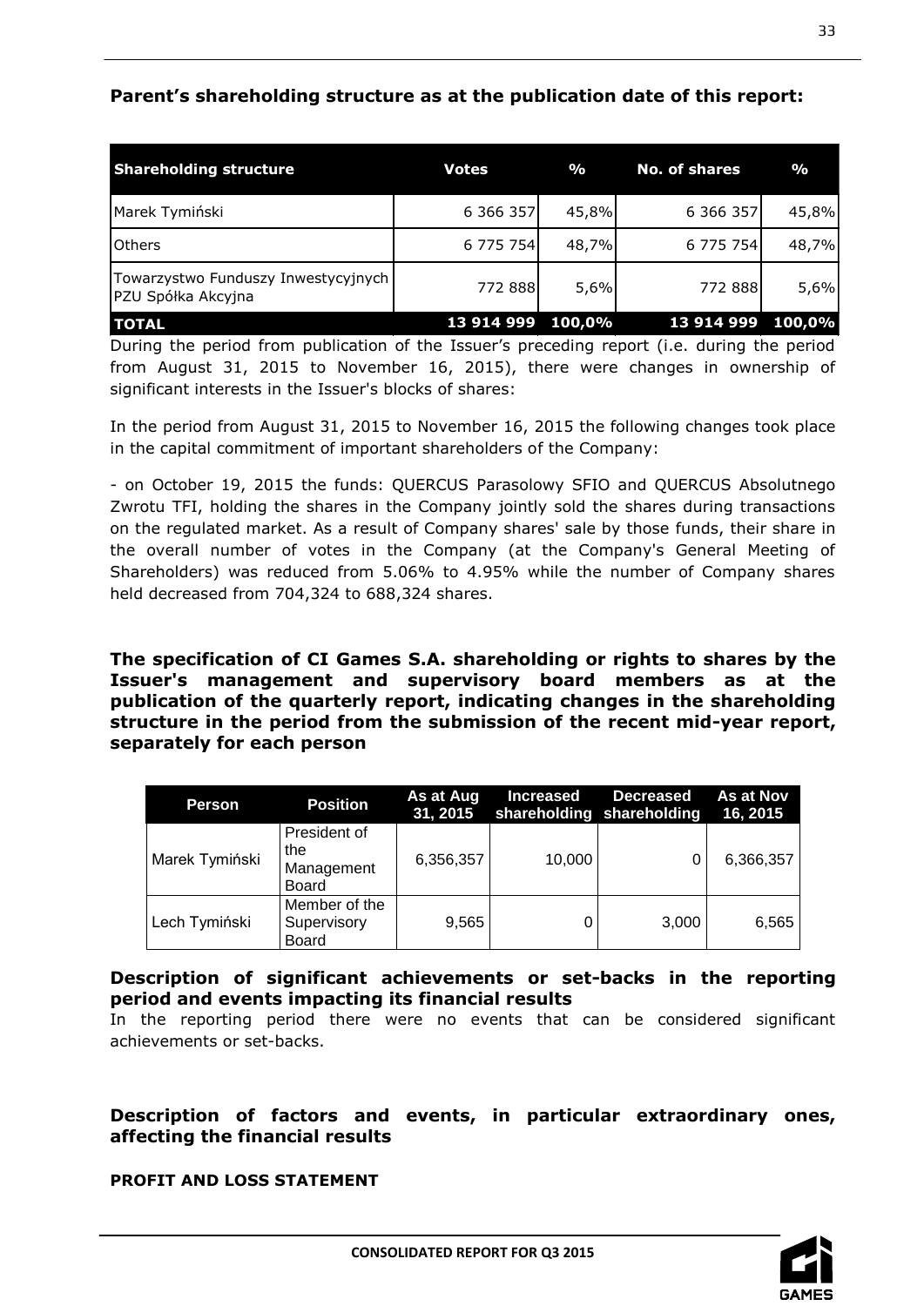## Parent's shareholding structure as at the publication date of this report:

| Shareholding structure | Votes | % | No. of shares | % |
|---|---|---|---|---|
| Marek Tymiński | 6 366 357 | 45,8% | 6 366 357 | 45,8% |
| Others | 6 775 754 | 48,7% | 6 775 754 | 48,7% |
| Towarzystwo Funduszy Inwestycyjnych PZU Spółka Akcyjna | 772 888 | 5,6% | 772 888 | 5,6% |
| **TOTAL** | **13 914 999** | **100,0%** | **13 914 999** | **100,0%** |

During the period from publication of the Issuer's preceding report (i.e. during the period from August 31, 2015 to November 16, 2015), there were changes in ownership of significant interests in the Issuer's blocks of shares:

In the period from August 31, 2015 to November 16, 2015 the following changes took place in the capital commitment of important shareholders of the Company:

- on October 19, 2015 the funds: QUERCUS Parasolowy SFIO and QUERCUS Absolutnego Zwrotu TFI, holding the shares in the Company jointly sold the shares during transactions on the regulated market. As a result of Company shares' sale by those funds, their share in the overall number of votes in the Company (at the Company's General Meeting of Shareholders) was reduced from 5.06% to 4.95% while the number of Company shares held decreased from 704,324 to 688,324 shares.

## The specification of CI Games S.A. shareholding or rights to shares by the Issuer's management and supervisory board members as at the publication of the quarterly report, indicating changes in the shareholding structure in the period from the submission of the recent mid-year report, separately for each person

| Person | Position | As at Aug 31, 2015 | Increased shareholding | Decreased shareholding | As at Nov 16, 2015 |
|---|---|---|---|---|---|
| Marek Tymiński | President of the Management Board | 6,356,357 | 10,000 | 0 | 6,366,357 |
| Lech Tymiński | Member of the Supervisory Board | 9,565 | 0 | 3,000 | 6,565 |

## Description of significant achievements or set-backs in the reporting period and events impacting its financial results

In the reporting period there were no events that can be considered significant achievements or set-backs.

## Description of factors and events, in particular extraordinary ones, affecting the financial results

**PROFIT AND LOSS STATEMENT**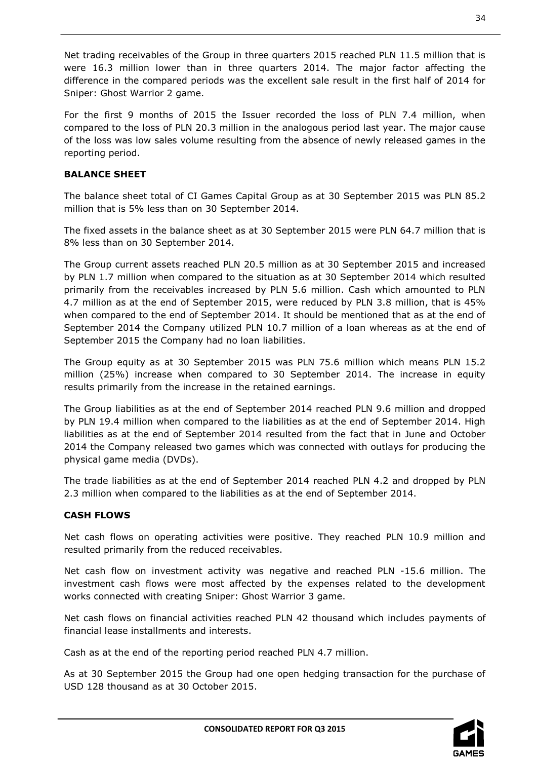Net trading receivables of the Group in three quarters 2015 reached PLN 11.5 million that is were 16.3 million lower than in three quarters 2014. The major factor affecting the difference in the compared periods was the excellent sale result in the first half of 2014 for Sniper: Ghost Warrior 2 game.

For the first 9 months of 2015 the Issuer recorded the loss of PLN 7.4 million, when compared to the loss of PLN 20.3 million in the analogous period last year. The major cause of the loss was low sales volume resulting from the absence of newly released games in the reporting period.

**BALANCE SHEET**

The balance sheet total of CI Games Capital Group as at 30 September 2015 was PLN 85.2 million that is 5% less than on 30 September 2014.

The fixed assets in the balance sheet as at 30 September 2015 were PLN 64.7 million that is 8% less than on 30 September 2014.

The Group current assets reached PLN 20.5 million as at 30 September 2015 and increased by PLN 1.7 million when compared to the situation as at 30 September 2014 which resulted primarily from the receivables increased by PLN 5.6 million. Cash which amounted to PLN 4.7 million as at the end of September 2015, were reduced by PLN 3.8 million, that is 45% when compared to the end of September 2014. It should be mentioned that as at the end of September 2014 the Company utilized PLN 10.7 million of a loan whereas as at the end of September 2015 the Company had no loan liabilities.

The Group equity as at 30 September 2015 was PLN 75.6 million which means PLN 15.2 million (25%) increase when compared to 30 September 2014. The increase in equity results primarily from the increase in the retained earnings.

The Group liabilities as at the end of September 2014 reached PLN 9.6 million and dropped by PLN 19.4 million when compared to the liabilities as at the end of September 2014. High liabilities as at the end of September 2014 resulted from the fact that in June and October 2014 the Company released two games which was connected with outlays for producing the physical game media (DVDs).

The trade liabilities as at the end of September 2014 reached PLN 4.2 and dropped by PLN 2.3 million when compared to the liabilities as at the end of September 2014.

**CASH FLOWS**

Net cash flows on operating activities were positive. They reached PLN 10.9 million and resulted primarily from the reduced receivables.

Net cash flow on investment activity was negative and reached PLN -15.6 million. The investment cash flows were most affected by the expenses related to the development works connected with creating Sniper: Ghost Warrior 3 game.

Net cash flows on financial activities reached PLN 42 thousand which includes payments of financial lease installments and interests.

Cash as at the end of the reporting period reached PLN 4.7 million.

As at 30 September 2015 the Group had one open hedging transaction for the purchase of USD 128 thousand as at 30 October 2015.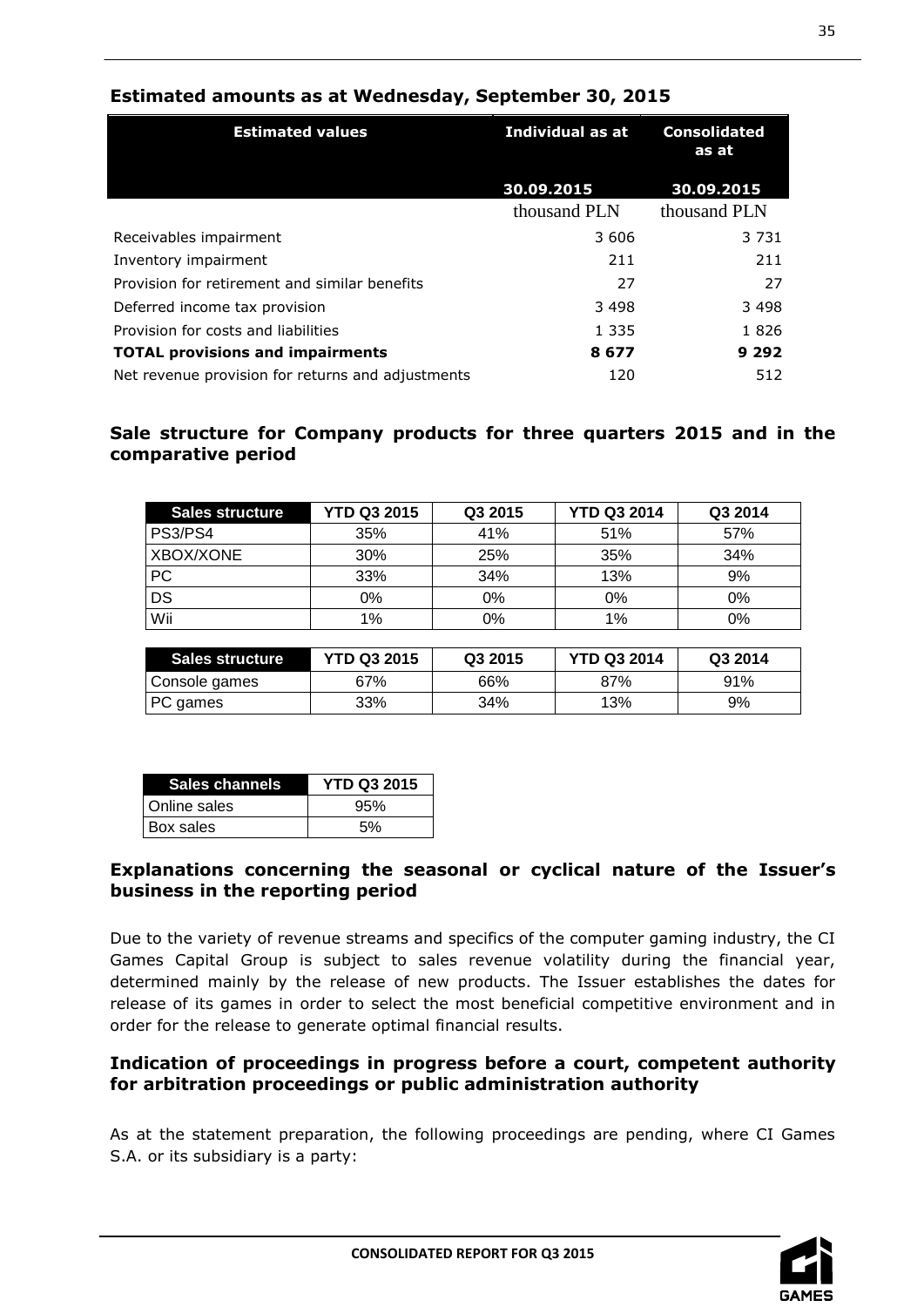### Estimated amounts as at Wednesday, September 30, 2015

| Estimated values | Individual as at 30.09.2015 | Consolidated as at 30.09.2015 |
|---|---|---|
| | thousand PLN | thousand PLN |
| Receivables impairment | 3 606 | 3 731 |
| Inventory impairment | 211 | 211 |
| Provision for retirement and similar benefits | 27 | 27 |
| Deferred income tax provision | 3 498 | 3 498 |
| Provision for costs and liabilities | 1 335 | 1 826 |
| **TOTAL provisions and impairments** | **8 677** | **9 292** |
| Net revenue provision for returns and adjustments | 120 | 512 |

### Sale structure for Company products for three quarters 2015 and in the comparative period

| Sales structure | YTD Q3 2015 | Q3 2015 | YTD Q3 2014 | Q3 2014 |
|---|---|---|---|---|
| PS3/PS4 | 35% | 41% | 51% | 57% |
| XBOX/XONE | 30% | 25% | 35% | 34% |
| PC | 33% | 34% | 13% | 9% |
| DS | 0% | 0% | 0% | 0% |
| Wii | 1% | 0% | 1% | 0% |

| Sales structure | YTD Q3 2015 | Q3 2015 | YTD Q3 2014 | Q3 2014 |
|---|---|---|---|---|
| Console games | 67% | 66% | 87% | 91% |
| PC games | 33% | 34% | 13% | 9% |

| Sales channels | YTD Q3 2015 |
|---|---|
| Online sales | 95% |
| Box sales | 5% |

### Explanations concerning the seasonal or cyclical nature of the Issuer's business in the reporting period

Due to the variety of revenue streams and specifics of the computer gaming industry, the CI Games Capital Group is subject to sales revenue volatility during the financial year, determined mainly by the release of new products. The Issuer establishes the dates for release of its games in order to select the most beneficial competitive environment and in order for the release to generate optimal financial results.

### Indication of proceedings in progress before a court, competent authority for arbitration proceedings or public administration authority

As at the statement preparation, the following proceedings are pending, where CI Games S.A. or its subsidiary is a party: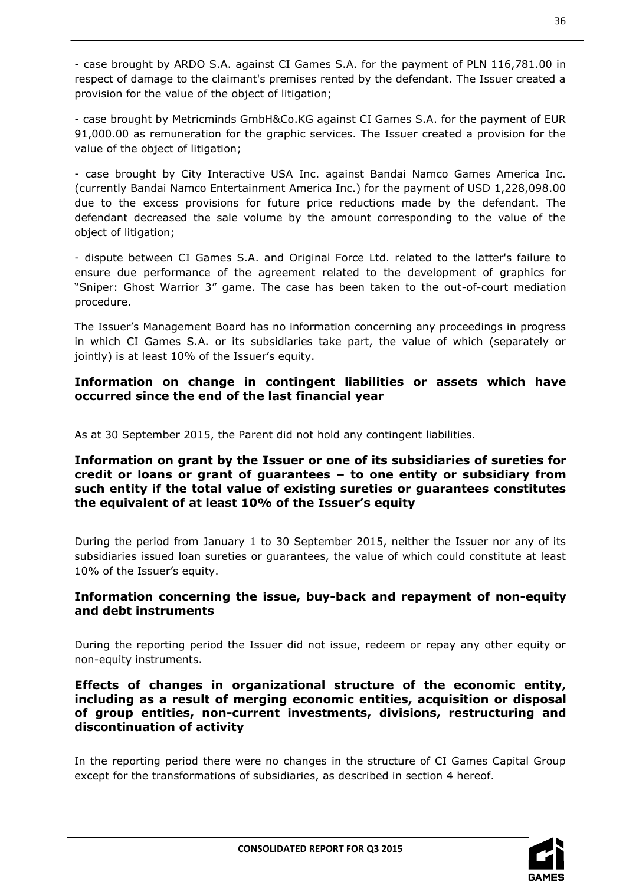- case brought by ARDO S.A. against CI Games S.A. for the payment of PLN 116,781.00 in respect of damage to the claimant's premises rented by the defendant. The Issuer created a provision for the value of the object of litigation;

- case brought by Metricminds GmbH&Co.KG against CI Games S.A. for the payment of EUR 91,000.00 as remuneration for the graphic services. The Issuer created a provision for the value of the object of litigation;

- case brought by City Interactive USA Inc. against Bandai Namco Games America Inc. (currently Bandai Namco Entertainment America Inc.) for the payment of USD 1,228,098.00 due to the excess provisions for future price reductions made by the defendant. The defendant decreased the sale volume by the amount corresponding to the value of the object of litigation;

- dispute between CI Games S.A. and Original Force Ltd. related to the latter's failure to ensure due performance of the agreement related to the development of graphics for "Sniper: Ghost Warrior 3" game. The case has been taken to the out-of-court mediation procedure.

The Issuer's Management Board has no information concerning any proceedings in progress in which CI Games S.A. or its subsidiaries take part, the value of which (separately or jointly) is at least 10% of the Issuer's equity.

## Information on change in contingent liabilities or assets which have occurred since the end of the last financial year

As at 30 September 2015, the Parent did not hold any contingent liabilities.

## Information on grant by the Issuer or one of its subsidiaries of sureties for credit or loans or grant of guarantees – to one entity or subsidiary from such entity if the total value of existing sureties or guarantees constitutes the equivalent of at least 10% of the Issuer's equity

During the period from January 1 to 30 September 2015, neither the Issuer nor any of its subsidiaries issued loan sureties or guarantees, the value of which could constitute at least 10% of the Issuer's equity.

## Information concerning the issue, buy-back and repayment of non-equity and debt instruments

During the reporting period the Issuer did not issue, redeem or repay any other equity or non-equity instruments.

## Effects of changes in organizational structure of the economic entity, including as a result of merging economic entities, acquisition or disposal of group entities, non-current investments, divisions, restructuring and discontinuation of activity

In the reporting period there were no changes in the structure of CI Games Capital Group except for the transformations of subsidiaries, as described in section 4 hereof.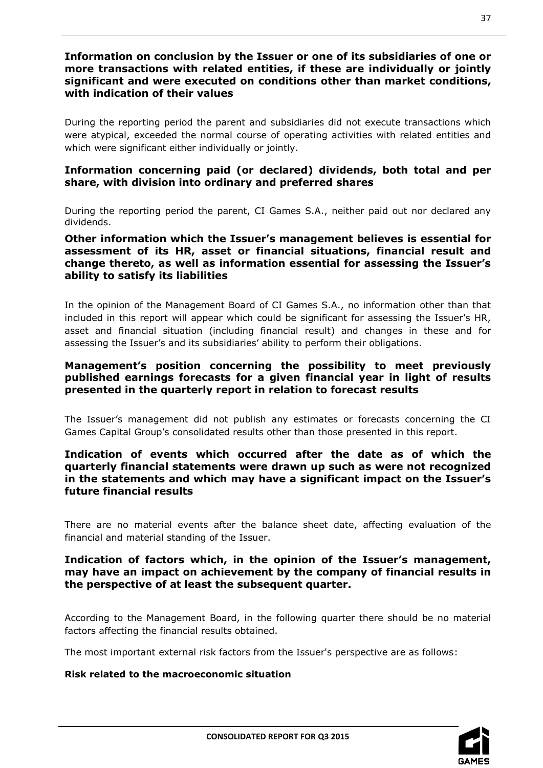### Information on conclusion by the Issuer or one of its subsidiaries of one or more transactions with related entities, if these are individually or jointly significant and were executed on conditions other than market conditions, with indication of their values

During the reporting period the parent and subsidiaries did not execute transactions which were atypical, exceeded the normal course of operating activities with related entities and which were significant either individually or jointly.

### Information concerning paid (or declared) dividends, both total and per share, with division into ordinary and preferred shares

During the reporting period the parent, CI Games S.A., neither paid out nor declared any dividends.

### Other information which the Issuer's management believes is essential for assessment of its HR, asset or financial situations, financial result and change thereto, as well as information essential for assessing the Issuer's ability to satisfy its liabilities

In the opinion of the Management Board of CI Games S.A., no information other than that included in this report will appear which could be significant for assessing the Issuer's HR, asset and financial situation (including financial result) and changes in these and for assessing the Issuer's and its subsidiaries' ability to perform their obligations.

### Management's position concerning the possibility to meet previously published earnings forecasts for a given financial year in light of results presented in the quarterly report in relation to forecast results

The Issuer's management did not publish any estimates or forecasts concerning the CI Games Capital Group's consolidated results other than those presented in this report.

### Indication of events which occurred after the date as of which the quarterly financial statements were drawn up such as were not recognized in the statements and which may have a significant impact on the Issuer's future financial results

There are no material events after the balance sheet date, affecting evaluation of the financial and material standing of the Issuer.

### Indication of factors which, in the opinion of the Issuer's management, may have an impact on achievement by the company of financial results in the perspective of at least the subsequent quarter.

According to the Management Board, in the following quarter there should be no material factors affecting the financial results obtained.

The most important external risk factors from the Issuer's perspective are as follows:

**Risk related to the macroeconomic situation**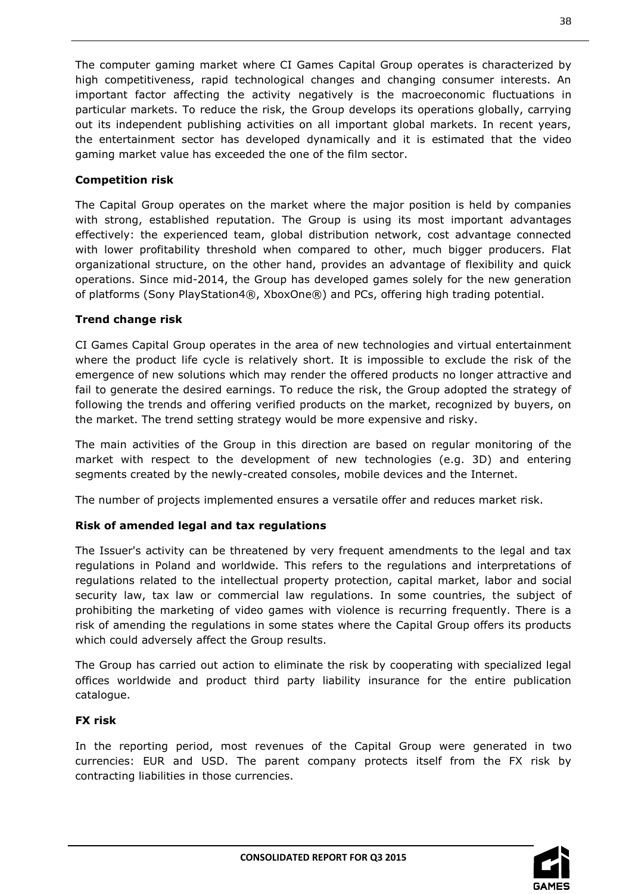The computer gaming market where CI Games Capital Group operates is characterized by high competitiveness, rapid technological changes and changing consumer interests. An important factor affecting the activity negatively is the macroeconomic fluctuations in particular markets. To reduce the risk, the Group develops its operations globally, carrying out its independent publishing activities on all important global markets. In recent years, the entertainment sector has developed dynamically and it is estimated that the video gaming market value has exceeded the one of the film sector.

**Competition risk**

The Capital Group operates on the market where the major position is held by companies with strong, established reputation. The Group is using its most important advantages effectively: the experienced team, global distribution network, cost advantage connected with lower profitability threshold when compared to other, much bigger producers. Flat organizational structure, on the other hand, provides an advantage of flexibility and quick operations. Since mid-2014, the Group has developed games solely for the new generation of platforms (Sony PlayStation4®, XboxOne®) and PCs, offering high trading potential.

**Trend change risk**

CI Games Capital Group operates in the area of new technologies and virtual entertainment where the product life cycle is relatively short. It is impossible to exclude the risk of the emergence of new solutions which may render the offered products no longer attractive and fail to generate the desired earnings. To reduce the risk, the Group adopted the strategy of following the trends and offering verified products on the market, recognized by buyers, on the market. The trend setting strategy would be more expensive and risky.

The main activities of the Group in this direction are based on regular monitoring of the market with respect to the development of new technologies (e.g. 3D) and entering segments created by the newly-created consoles, mobile devices and the Internet.

The number of projects implemented ensures a versatile offer and reduces market risk.

**Risk of amended legal and tax regulations**

The Issuer's activity can be threatened by very frequent amendments to the legal and tax regulations in Poland and worldwide. This refers to the regulations and interpretations of regulations related to the intellectual property protection, capital market, labor and social security law, tax law or commercial law regulations. In some countries, the subject of prohibiting the marketing of video games with violence is recurring frequently. There is a risk of amending the regulations in some states where the Capital Group offers its products which could adversely affect the Group results.

The Group has carried out action to eliminate the risk by cooperating with specialized legal offices worldwide and product third party liability insurance for the entire publication catalogue.

**FX risk**

In the reporting period, most revenues of the Capital Group were generated in two currencies: EUR and USD. The parent company protects itself from the FX risk by contracting liabilities in those currencies.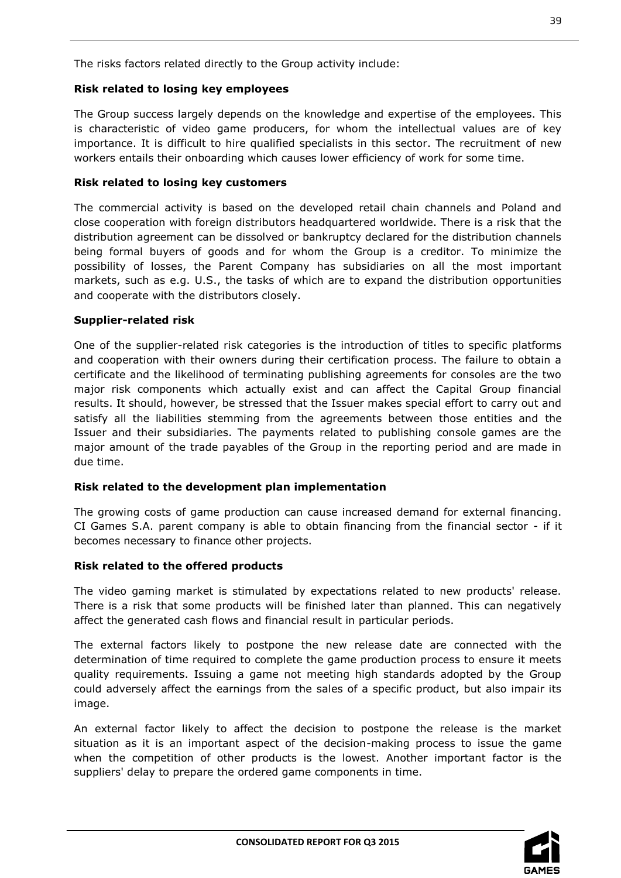The risks factors related directly to the Group activity include:

**Risk related to losing key employees**

The Group success largely depends on the knowledge and expertise of the employees. This is characteristic of video game producers, for whom the intellectual values are of key importance. It is difficult to hire qualified specialists in this sector. The recruitment of new workers entails their onboarding which causes lower efficiency of work for some time.

**Risk related to losing key customers**

The commercial activity is based on the developed retail chain channels and Poland and close cooperation with foreign distributors headquartered worldwide. There is a risk that the distribution agreement can be dissolved or bankruptcy declared for the distribution channels being formal buyers of goods and for whom the Group is a creditor. To minimize the possibility of losses, the Parent Company has subsidiaries on all the most important markets, such as e.g. U.S., the tasks of which are to expand the distribution opportunities and cooperate with the distributors closely.

**Supplier-related risk**

One of the supplier-related risk categories is the introduction of titles to specific platforms and cooperation with their owners during their certification process. The failure to obtain a certificate and the likelihood of terminating publishing agreements for consoles are the two major risk components which actually exist and can affect the Capital Group financial results. It should, however, be stressed that the Issuer makes special effort to carry out and satisfy all the liabilities stemming from the agreements between those entities and the Issuer and their subsidiaries. The payments related to publishing console games are the major amount of the trade payables of the Group in the reporting period and are made in due time.

**Risk related to the development plan implementation**

The growing costs of game production can cause increased demand for external financing. CI Games S.A. parent company is able to obtain financing from the financial sector - if it becomes necessary to finance other projects.

**Risk related to the offered products**

The video gaming market is stimulated by expectations related to new products' release. There is a risk that some products will be finished later than planned. This can negatively affect the generated cash flows and financial result in particular periods.

The external factors likely to postpone the new release date are connected with the determination of time required to complete the game production process to ensure it meets quality requirements. Issuing a game not meeting high standards adopted by the Group could adversely affect the earnings from the sales of a specific product, but also impair its image.

An external factor likely to affect the decision to postpone the release is the market situation as it is an important aspect of the decision-making process to issue the game when the competition of other products is the lowest. Another important factor is the suppliers' delay to prepare the ordered game components in time.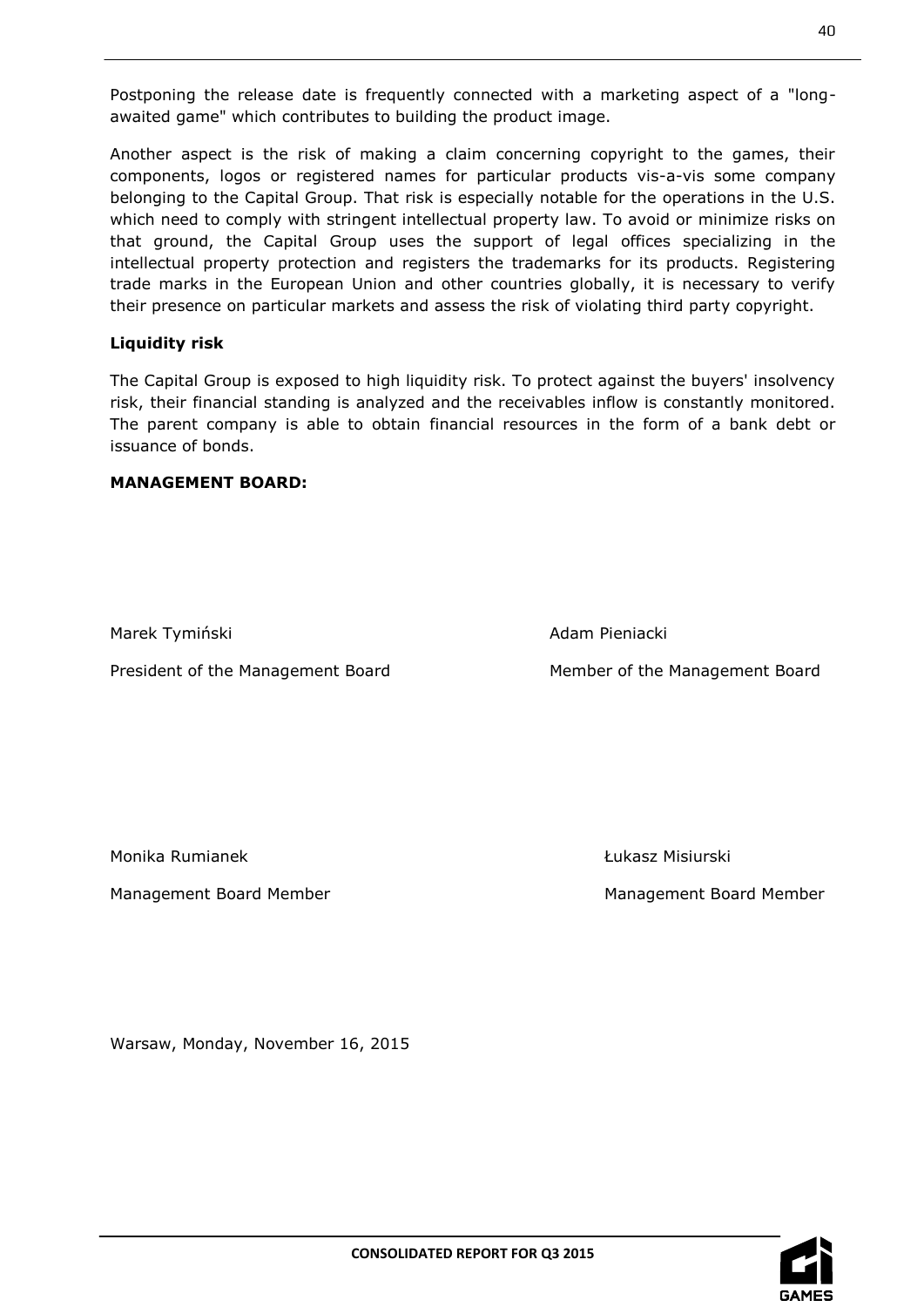Postponing the release date is frequently connected with a marketing aspect of a "long-awaited game" which contributes to building the product image.

Another aspect is the risk of making a claim concerning copyright to the games, their components, logos or registered names for particular products vis-a-vis some company belonging to the Capital Group. That risk is especially notable for the operations in the U.S. which need to comply with stringent intellectual property law. To avoid or minimize risks on that ground, the Capital Group uses the support of legal offices specializing in the intellectual property protection and registers the trademarks for its products. Registering trade marks in the European Union and other countries globally, it is necessary to verify their presence on particular markets and assess the risk of violating third party copyright.

**Liquidity risk**

The Capital Group is exposed to high liquidity risk. To protect against the buyers' insolvency risk, their financial standing is analyzed and the receivables inflow is constantly monitored. The parent company is able to obtain financial resources in the form of a bank debt or issuance of bonds.

**MANAGEMENT BOARD:**

Marek Tymiński

President of the Management Board

Adam Pieniacki

Member of the Management Board

Monika Rumianek

Management Board Member

Łukasz Misiurski

Management Board Member

Warsaw, Monday, November 16, 2015